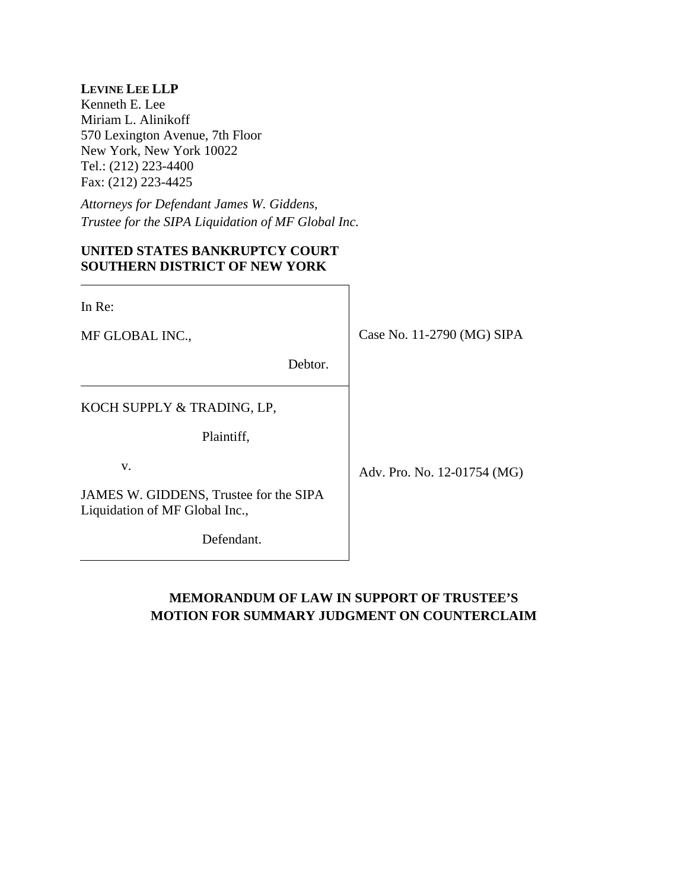**LEVINE LEE LLP**
Kenneth E. Lee
Miriam L. Alinikoff
570 Lexington Avenue, 7th Floor
New York, New York 10022
Tel.: (212) 223-4400
Fax: (212) 223-4425

*Attorneys for Defendant James W. Giddens,*
*Trustee for the SIPA Liquidation of MF Global Inc.*

**UNITED STATES BANKRUPTCY COURT**
**SOUTHERN DISTRICT OF NEW YORK**

| | |
|---|---|
| In Re:<br><br>MF GLOBAL INC.,<br><br>Debtor. | Case No. 11-2790 (MG) SIPA |
| KOCH SUPPLY & TRADING, LP,<br><br>Plaintiff,<br><br>v.<br><br>JAMES W. GIDDENS, Trustee for the SIPA Liquidation of MF Global Inc.,<br><br>Defendant. | Adv. Pro. No. 12-01754 (MG) |

**MEMORANDUM OF LAW IN SUPPORT OF TRUSTEE'S MOTION FOR SUMMARY JUDGMENT ON COUNTERCLAIM**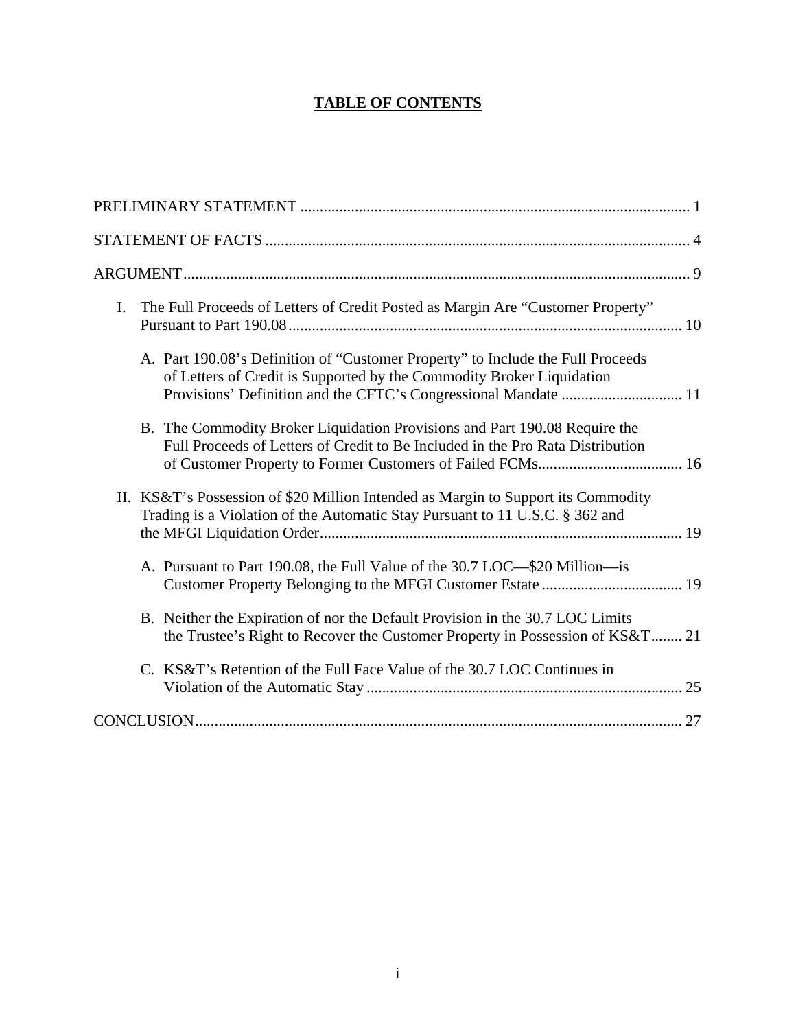# TABLE OF CONTENTS

PRELIMINARY STATEMENT ..................................................................................................... 1

STATEMENT OF FACTS ............................................................................................................. 4

ARGUMENT.................................................................................................................................. 9

I. The Full Proceeds of Letters of Credit Posted as Margin Are "Customer Property" Pursuant to Part 190.08 ...................................................................................................... 10

   A. Part 190.08's Definition of "Customer Property" to Include the Full Proceeds of Letters of Credit is Supported by the Commodity Broker Liquidation Provisions' Definition and the CFTC's Congressional Mandate ............................... 11

   B. The Commodity Broker Liquidation Provisions and Part 190.08 Require the Full Proceeds of Letters of Credit to Be Included in the Pro Rata Distribution of Customer Property to Former Customers of Failed FCMs..................................... 16

II. KS&T's Possession of $20 Million Intended as Margin to Support its Commodity Trading is a Violation of the Automatic Stay Pursuant to 11 U.S.C. § 362 and the MFGI Liquidation Order............................................................................................. 19

   A. Pursuant to Part 190.08, the Full Value of the 30.7 LOC—$20 Million—is Customer Property Belonging to the MFGI Customer Estate .................................... 19

   B. Neither the Expiration of nor the Default Provision in the 30.7 LOC Limits the Trustee's Right to Recover the Customer Property in Possession of KS&T........ 21

   C. KS&T's Retention of the Full Face Value of the 30.7 LOC Continues in Violation of the Automatic Stay ................................................................................. 25

CONCLUSION............................................................................................................................. 27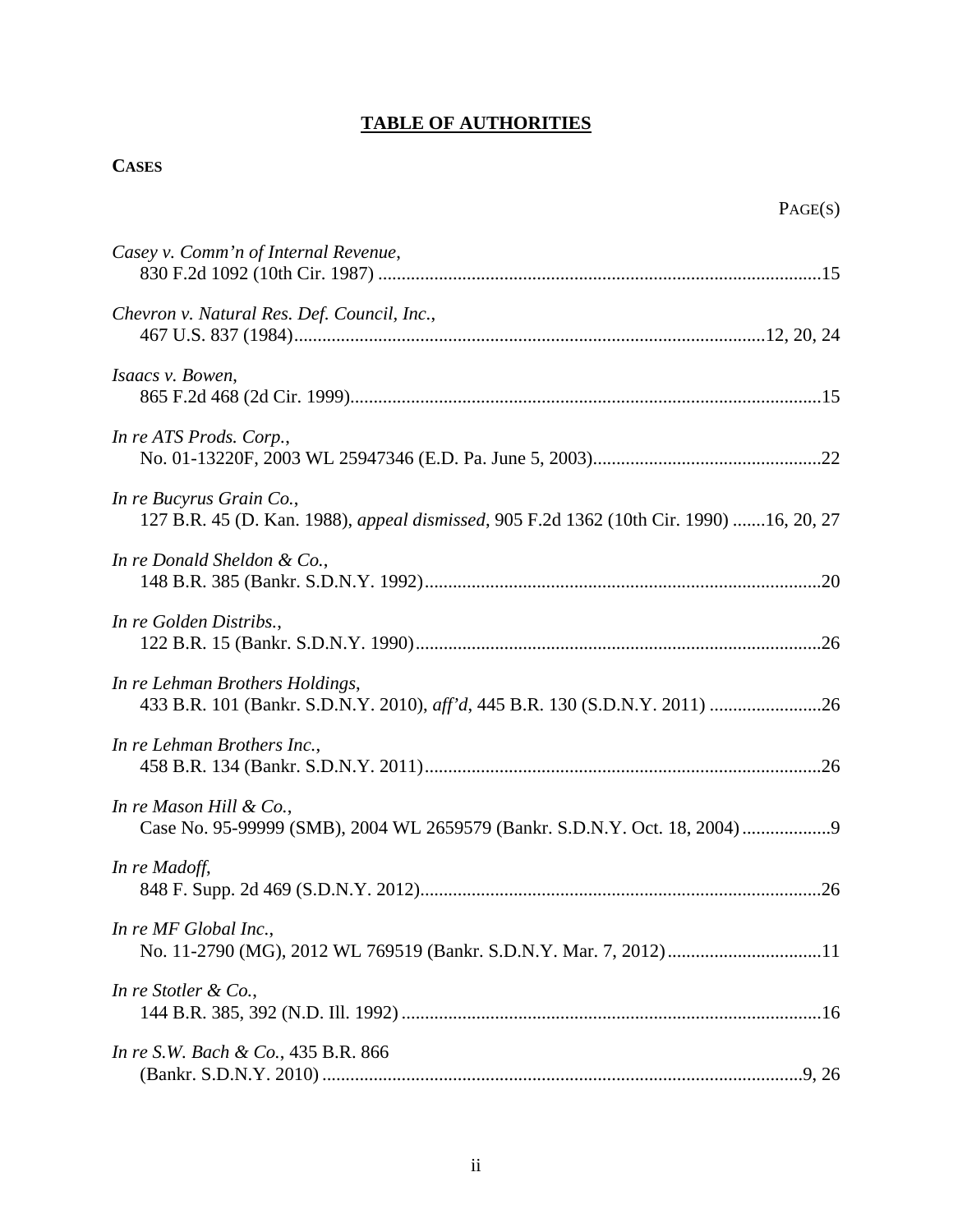# **TABLE OF AUTHORITIES**

**CASES**

PAGE(S)

*Casey v. Comm'n of Internal Revenue*,
830 F.2d 1092 (10th Cir. 1987) ....................................................................................15

*Chevron v. Natural Res. Def. Council, Inc.*,
467 U.S. 837 (1984)....................................................................................12, 20, 24

*Isaacs v. Bowen*,
865 F.2d 468 (2d Cir. 1999)....................................................................................15

*In re ATS Prods. Corp.*,
No. 01-13220F, 2003 WL 25947346 (E.D. Pa. June 5, 2003)........................................22

*In re Bucyrus Grain Co.*,
127 B.R. 45 (D. Kan. 1988), *appeal dismissed*, 905 F.2d 1362 (10th Cir. 1990) .......16, 20, 27

*In re Donald Sheldon & Co.*,
148 B.R. 385 (Bankr. S.D.N.Y. 1992)....................................................................20

*In re Golden Distribs.*,
122 B.R. 15 (Bankr. S.D.N.Y. 1990)....................................................................26

*In re Lehman Brothers Holdings*,
433 B.R. 101 (Bankr. S.D.N.Y. 2010), *aff'd*, 445 B.R. 130 (S.D.N.Y. 2011) ......................26

*In re Lehman Brothers Inc.*,
458 B.R. 134 (Bankr. S.D.N.Y. 2011)....................................................................26

*In re Mason Hill & Co.*,
Case No. 95-99999 (SMB), 2004 WL 2659579 (Bankr. S.D.N.Y. Oct. 18, 2004)...................9

*In re Madoff*,
848 F. Supp. 2d 469 (S.D.N.Y. 2012)....................................................................26

*In re MF Global Inc.*,
No. 11-2790 (MG), 2012 WL 769519 (Bankr. S.D.N.Y. Mar. 7, 2012)................................11

*In re Stotler & Co.*,
144 B.R. 385, 392 (N.D. Ill. 1992)....................................................................16

*In re S.W. Bach & Co.*, 435 B.R. 866
(Bankr. S.D.N.Y. 2010)....................................................................9, 26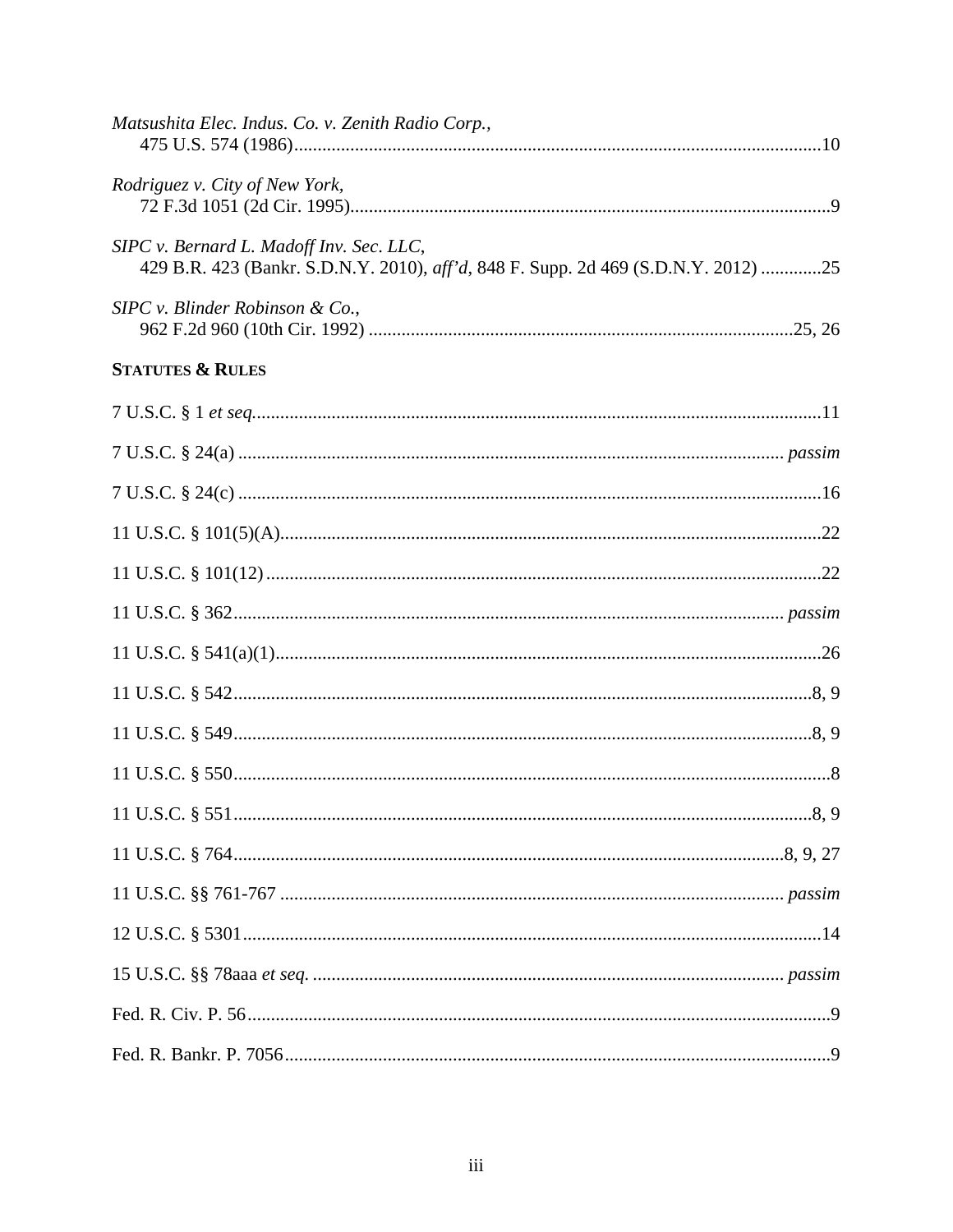*Matsushita Elec. Indus. Co. v. Zenith Radio Corp.*,
475 U.S. 574 (1986) .......... 10

*Rodriguez v. City of New York*,
72 F.3d 1051 (2d Cir. 1995) .......... 9

*SIPC v. Bernard L. Madoff Inv. Sec. LLC*,
429 B.R. 423 (Bankr. S.D.N.Y. 2010), *aff'd*, 848 F. Supp. 2d 469 (S.D.N.Y. 2012) .......... 25

*SIPC v. Blinder Robinson & Co.*,
962 F.2d 960 (10th Cir. 1992) .......... 25, 26

**STATUTES & RULES**

7 U.S.C. § 1 *et seq.* .......... 11

7 U.S.C. § 24(a) .......... *passim*

7 U.S.C. § 24(c) .......... 16

11 U.S.C. § 101(5)(A) .......... 22

11 U.S.C. § 101(12) .......... 22

11 U.S.C. § 362 .......... *passim*

11 U.S.C. § 541(a)(1) .......... 26

11 U.S.C. § 542 .......... 8, 9

11 U.S.C. § 549 .......... 8, 9

11 U.S.C. § 550 .......... 8

11 U.S.C. § 551 .......... 8, 9

11 U.S.C. § 764 .......... 8, 9, 27

11 U.S.C. §§ 761-767 .......... *passim*

12 U.S.C. § 5301 .......... 14

15 U.S.C. §§ 78aaa *et seq.* .......... *passim*

Fed. R. Civ. P. 56 .......... 9

Fed. R. Bankr. P. 7056 .......... 9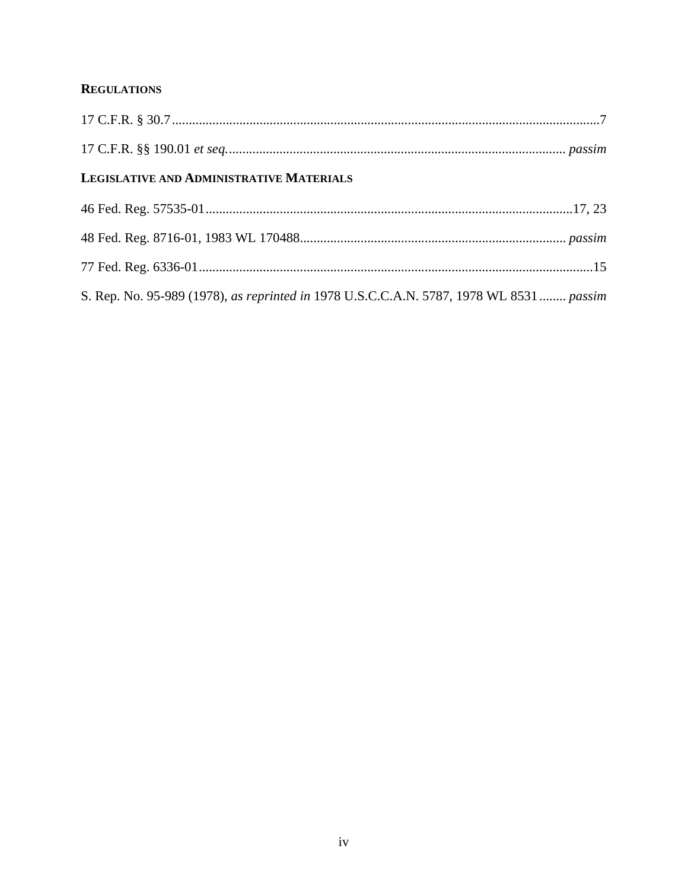**REGULATIONS**

17 C.F.R. § 30.7 ............................................................................................................................7

17 C.F.R. §§ 190.01 *et seq.* ................................................................................................. *passim*

**LEGISLATIVE AND ADMINISTRATIVE MATERIALS**

46 Fed. Reg. 57535-01 ...........................................................................................................17, 23

48 Fed. Reg. 8716-01, 1983 WL 170488 .............................................................................. *passim*

77 Fed. Reg. 6336-01 ....................................................................................................................15

S. Rep. No. 95-989 (1978), *as reprinted in* 1978 U.S.C.C.A.N. 5787, 1978 WL 8531 ........ *passim*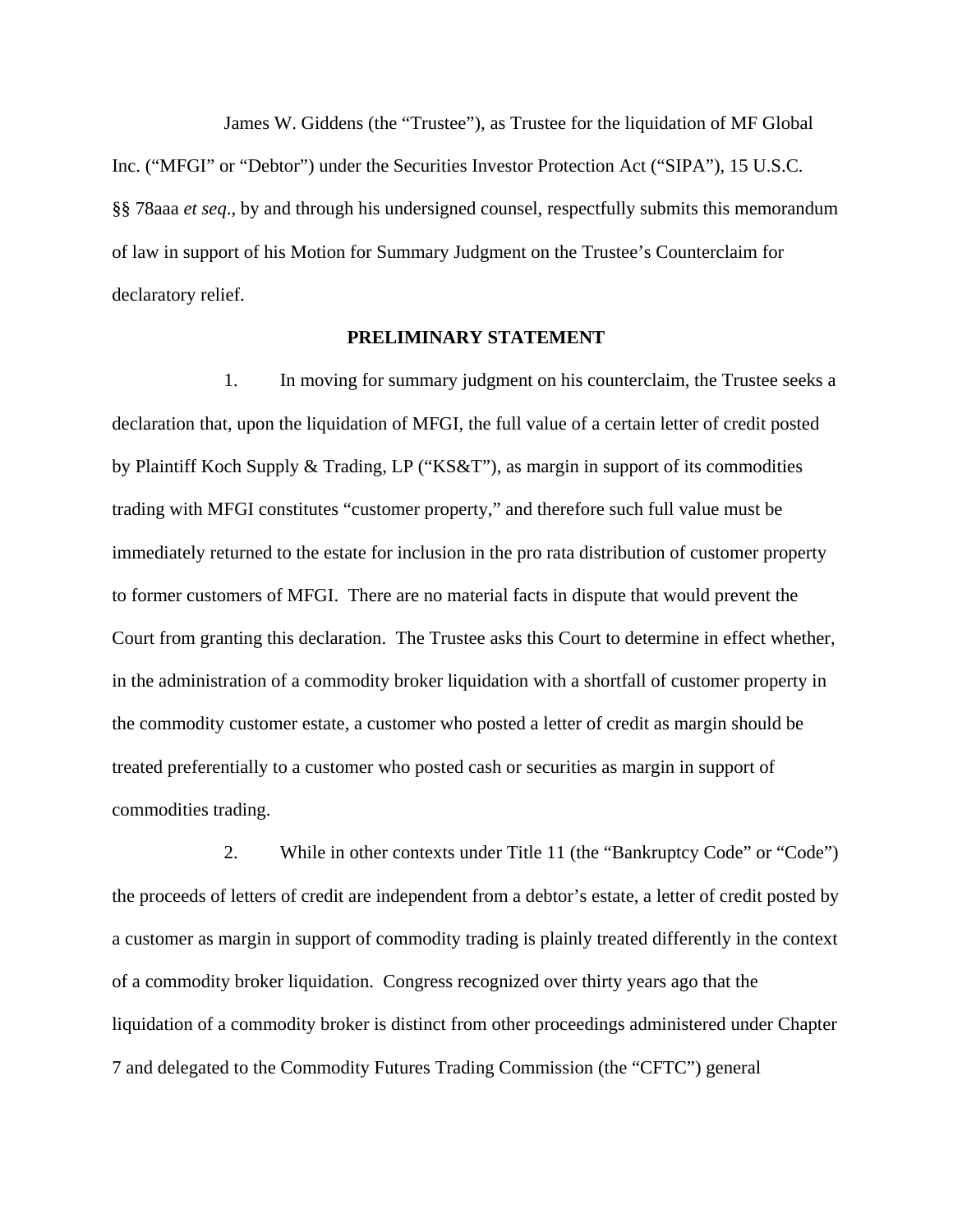James W. Giddens (the "Trustee"), as Trustee for the liquidation of MF Global Inc. ("MFGI" or "Debtor") under the Securities Investor Protection Act ("SIPA"), 15 U.S.C. §§ 78aaa *et seq*., by and through his undersigned counsel, respectfully submits this memorandum of law in support of his Motion for Summary Judgment on the Trustee's Counterclaim for declaratory relief.

## PRELIMINARY STATEMENT

1. In moving for summary judgment on his counterclaim, the Trustee seeks a declaration that, upon the liquidation of MFGI, the full value of a certain letter of credit posted by Plaintiff Koch Supply & Trading, LP ("KS&T"), as margin in support of its commodities trading with MFGI constitutes "customer property," and therefore such full value must be immediately returned to the estate for inclusion in the pro rata distribution of customer property to former customers of MFGI. There are no material facts in dispute that would prevent the Court from granting this declaration. The Trustee asks this Court to determine in effect whether, in the administration of a commodity broker liquidation with a shortfall of customer property in the commodity customer estate, a customer who posted a letter of credit as margin should be treated preferentially to a customer who posted cash or securities as margin in support of commodities trading.

2. While in other contexts under Title 11 (the "Bankruptcy Code" or "Code") the proceeds of letters of credit are independent from a debtor's estate, a letter of credit posted by a customer as margin in support of commodity trading is plainly treated differently in the context of a commodity broker liquidation. Congress recognized over thirty years ago that the liquidation of a commodity broker is distinct from other proceedings administered under Chapter 7 and delegated to the Commodity Futures Trading Commission (the "CFTC") general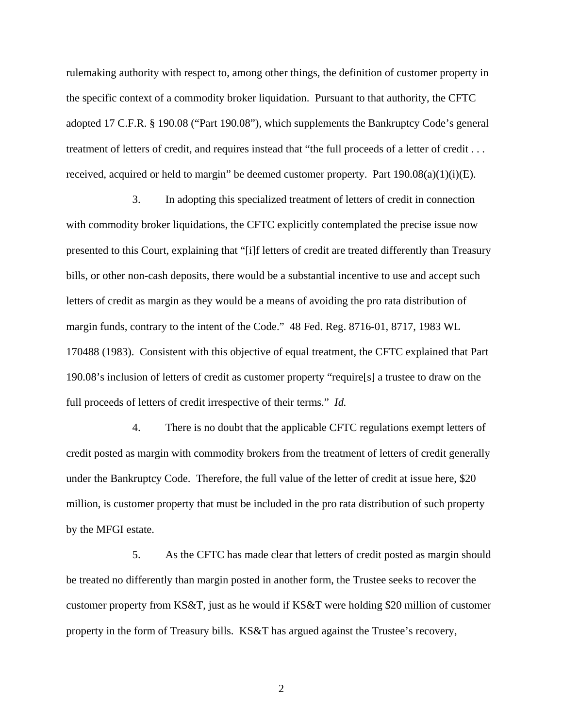rulemaking authority with respect to, among other things, the definition of customer property in the specific context of a commodity broker liquidation. Pursuant to that authority, the CFTC adopted 17 C.F.R. § 190.08 ("Part 190.08"), which supplements the Bankruptcy Code's general treatment of letters of credit, and requires instead that "the full proceeds of a letter of credit . . . received, acquired or held to margin" be deemed customer property. Part 190.08(a)(1)(i)(E).

3. In adopting this specialized treatment of letters of credit in connection with commodity broker liquidations, the CFTC explicitly contemplated the precise issue now presented to this Court, explaining that "[i]f letters of credit are treated differently than Treasury bills, or other non-cash deposits, there would be a substantial incentive to use and accept such letters of credit as margin as they would be a means of avoiding the pro rata distribution of margin funds, contrary to the intent of the Code." 48 Fed. Reg. 8716-01, 8717, 1983 WL 170488 (1983). Consistent with this objective of equal treatment, the CFTC explained that Part 190.08's inclusion of letters of credit as customer property "require[s] a trustee to draw on the full proceeds of letters of credit irrespective of their terms." *Id.*

4. There is no doubt that the applicable CFTC regulations exempt letters of credit posted as margin with commodity brokers from the treatment of letters of credit generally under the Bankruptcy Code. Therefore, the full value of the letter of credit at issue here, $20 million, is customer property that must be included in the pro rata distribution of such property by the MFGI estate.

5. As the CFTC has made clear that letters of credit posted as margin should be treated no differently than margin posted in another form, the Trustee seeks to recover the customer property from KS&T, just as he would if KS&T were holding $20 million of customer property in the form of Treasury bills. KS&T has argued against the Trustee's recovery,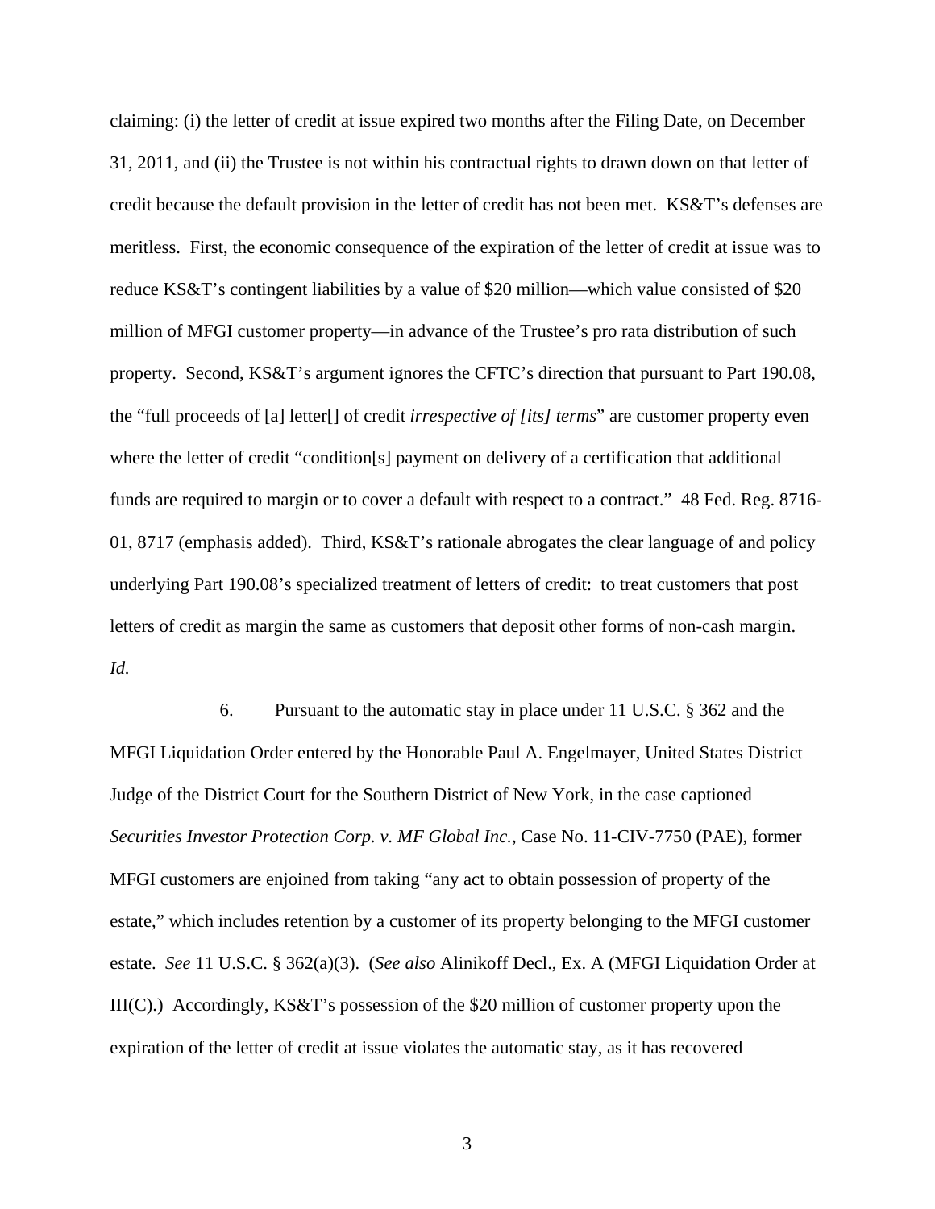claiming: (i) the letter of credit at issue expired two months after the Filing Date, on December 31, 2011, and (ii) the Trustee is not within his contractual rights to drawn down on that letter of credit because the default provision in the letter of credit has not been met. KS&T's defenses are meritless. First, the economic consequence of the expiration of the letter of credit at issue was to reduce KS&T's contingent liabilities by a value of $20 million—which value consisted of $20 million of MFGI customer property—in advance of the Trustee's pro rata distribution of such property. Second, KS&T's argument ignores the CFTC's direction that pursuant to Part 190.08, the "full proceeds of [a] letter[] of credit *irrespective of [its] terms*" are customer property even where the letter of credit "condition[s] payment on delivery of a certification that additional funds are required to margin or to cover a default with respect to a contract." 48 Fed. Reg. 8716-01, 8717 (emphasis added). Third, KS&T's rationale abrogates the clear language of and policy underlying Part 190.08's specialized treatment of letters of credit: to treat customers that post letters of credit as margin the same as customers that deposit other forms of non-cash margin. *Id.*

6. Pursuant to the automatic stay in place under 11 U.S.C. § 362 and the MFGI Liquidation Order entered by the Honorable Paul A. Engelmayer, United States District Judge of the District Court for the Southern District of New York, in the case captioned *Securities Investor Protection Corp. v. MF Global Inc.*, Case No. 11-CIV-7750 (PAE), former MFGI customers are enjoined from taking "any act to obtain possession of property of the estate," which includes retention by a customer of its property belonging to the MFGI customer estate. *See* 11 U.S.C. § 362(a)(3). (*See also* Alinikoff Decl., Ex. A (MFGI Liquidation Order at III(C).) Accordingly, KS&T's possession of the $20 million of customer property upon the expiration of the letter of credit at issue violates the automatic stay, as it has recovered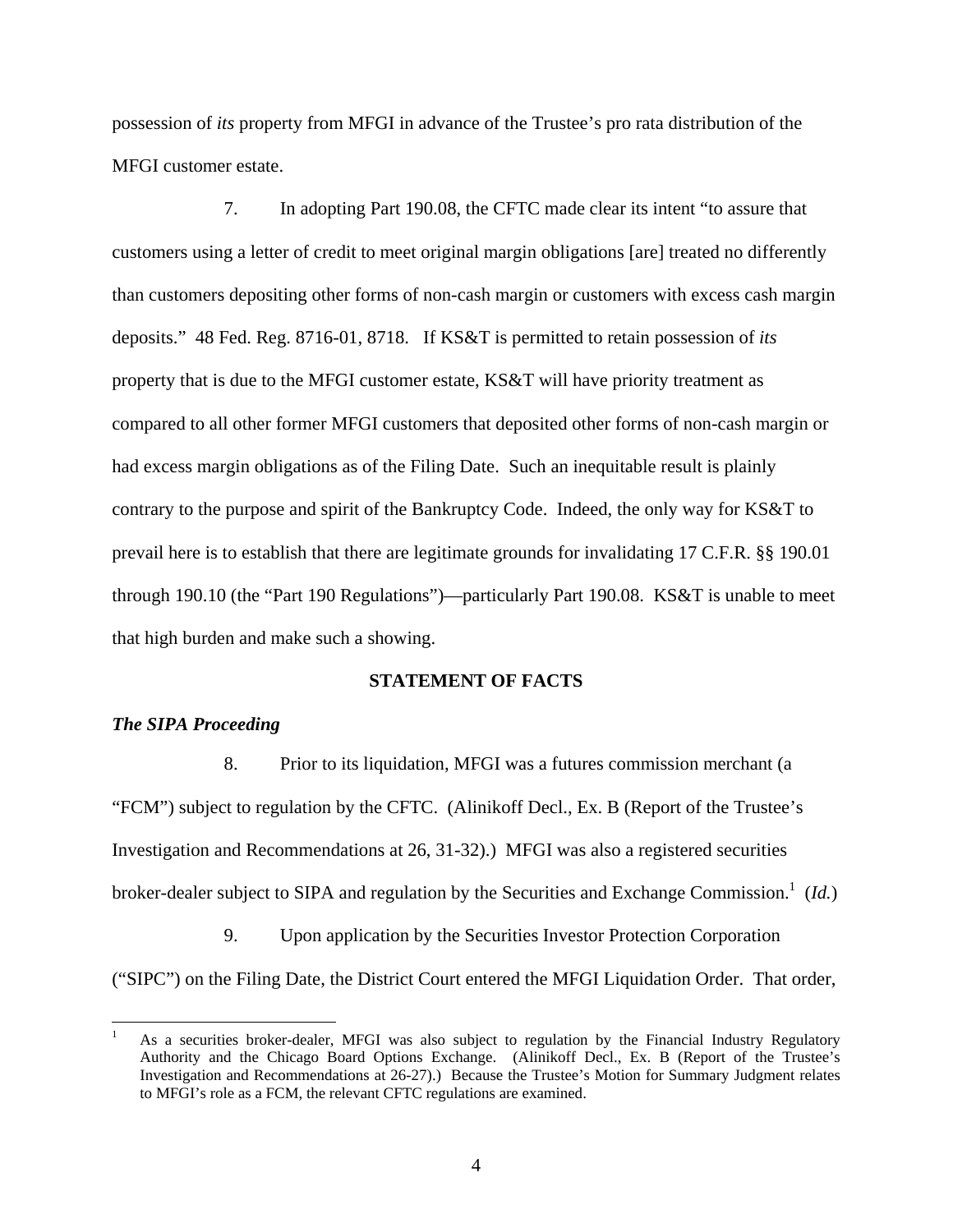possession of *its* property from MFGI in advance of the Trustee's pro rata distribution of the MFGI customer estate.

7. In adopting Part 190.08, the CFTC made clear its intent "to assure that customers using a letter of credit to meet original margin obligations [are] treated no differently than customers depositing other forms of non-cash margin or customers with excess cash margin deposits." 48 Fed. Reg. 8716-01, 8718. If KS&T is permitted to retain possession of *its* property that is due to the MFGI customer estate, KS&T will have priority treatment as compared to all other former MFGI customers that deposited other forms of non-cash margin or had excess margin obligations as of the Filing Date. Such an inequitable result is plainly contrary to the purpose and spirit of the Bankruptcy Code. Indeed, the only way for KS&T to prevail here is to establish that there are legitimate grounds for invalidating 17 C.F.R. §§ 190.01 through 190.10 (the "Part 190 Regulations")—particularly Part 190.08. KS&T is unable to meet that high burden and make such a showing.

## STATEMENT OF FACTS

***The SIPA Proceeding***

8. Prior to its liquidation, MFGI was a futures commission merchant (a "FCM") subject to regulation by the CFTC. (Alinikoff Decl., Ex. B (Report of the Trustee's Investigation and Recommendations at 26, 31-32).) MFGI was also a registered securities broker-dealer subject to SIPA and regulation by the Securities and Exchange Commission.[1] (*Id.*)

9. Upon application by the Securities Investor Protection Corporation ("SIPC") on the Filing Date, the District Court entered the MFGI Liquidation Order. That order,

[1] As a securities broker-dealer, MFGI was also subject to regulation by the Financial Industry Regulatory Authority and the Chicago Board Options Exchange. (Alinikoff Decl., Ex. B (Report of the Trustee's Investigation and Recommendations at 26-27).) Because the Trustee's Motion for Summary Judgment relates to MFGI's role as a FCM, the relevant CFTC regulations are examined.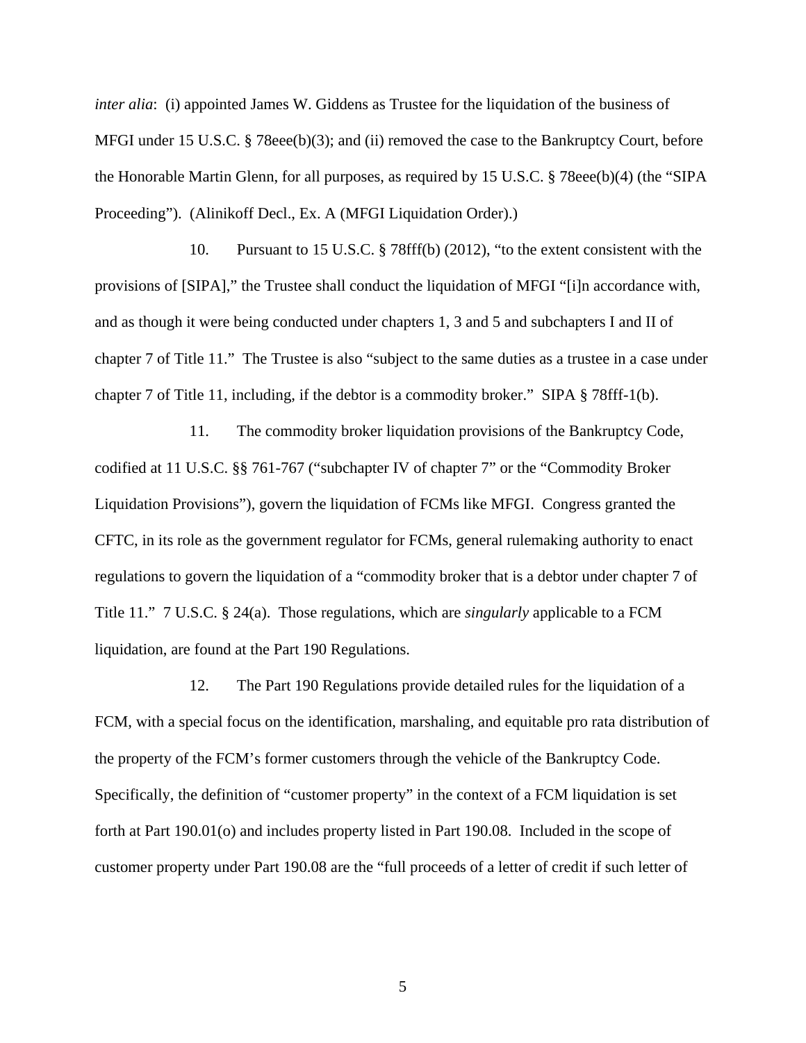*inter alia*: (i) appointed James W. Giddens as Trustee for the liquidation of the business of MFGI under 15 U.S.C. § 78eee(b)(3); and (ii) removed the case to the Bankruptcy Court, before the Honorable Martin Glenn, for all purposes, as required by 15 U.S.C. § 78eee(b)(4) (the "SIPA Proceeding"). (Alinikoff Decl., Ex. A (MFGI Liquidation Order).)

10. Pursuant to 15 U.S.C. § 78fff(b) (2012), "to the extent consistent with the provisions of [SIPA]," the Trustee shall conduct the liquidation of MFGI "[i]n accordance with, and as though it were being conducted under chapters 1, 3 and 5 and subchapters I and II of chapter 7 of Title 11." The Trustee is also "subject to the same duties as a trustee in a case under chapter 7 of Title 11, including, if the debtor is a commodity broker." SIPA § 78fff-1(b).

11. The commodity broker liquidation provisions of the Bankruptcy Code, codified at 11 U.S.C. §§ 761-767 ("subchapter IV of chapter 7" or the "Commodity Broker Liquidation Provisions"), govern the liquidation of FCMs like MFGI. Congress granted the CFTC, in its role as the government regulator for FCMs, general rulemaking authority to enact regulations to govern the liquidation of a "commodity broker that is a debtor under chapter 7 of Title 11." 7 U.S.C. § 24(a). Those regulations, which are *singularly* applicable to a FCM liquidation, are found at the Part 190 Regulations.

12. The Part 190 Regulations provide detailed rules for the liquidation of a FCM, with a special focus on the identification, marshaling, and equitable pro rata distribution of the property of the FCM's former customers through the vehicle of the Bankruptcy Code. Specifically, the definition of "customer property" in the context of a FCM liquidation is set forth at Part 190.01(o) and includes property listed in Part 190.08. Included in the scope of customer property under Part 190.08 are the "full proceeds of a letter of credit if such letter of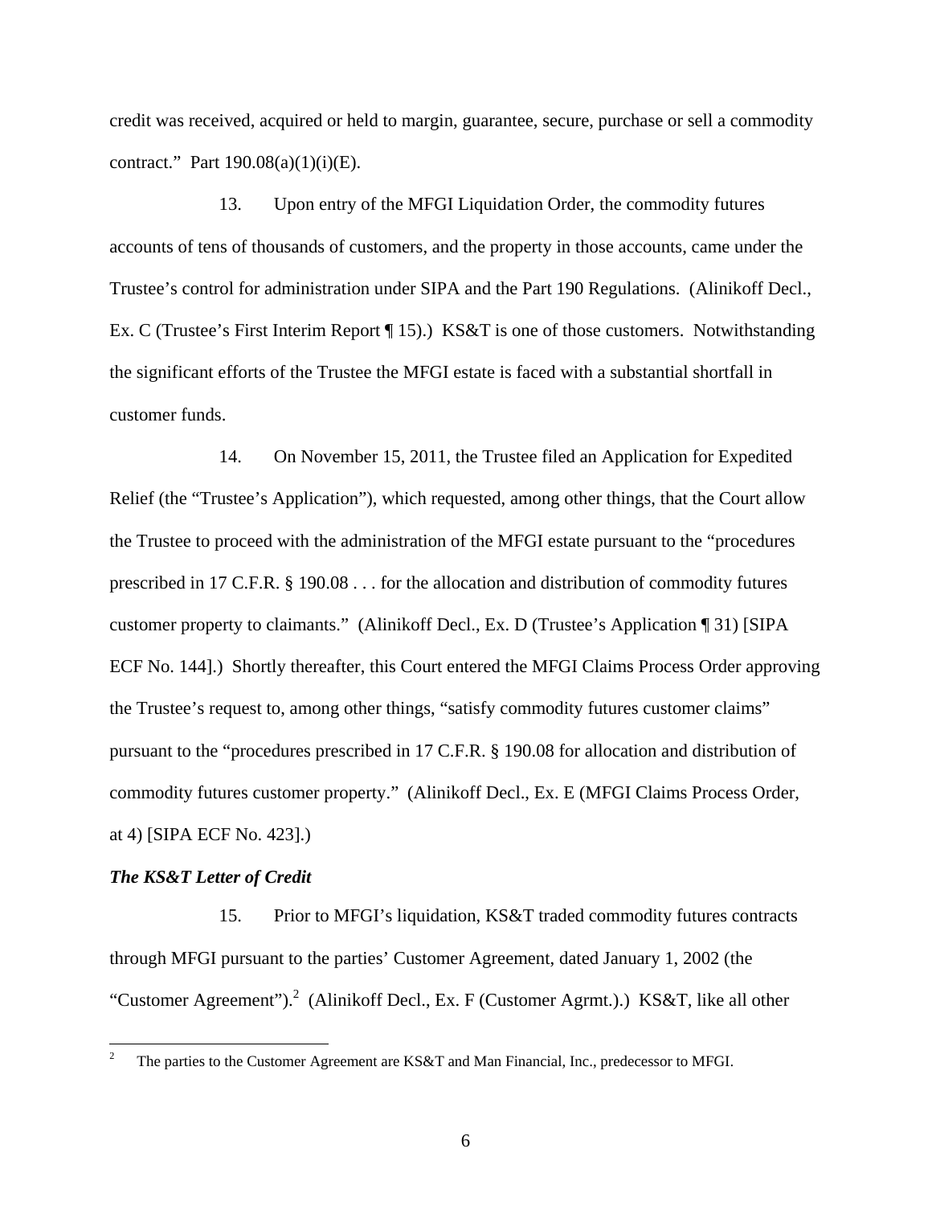credit was received, acquired or held to margin, guarantee, secure, purchase or sell a commodity contract." Part 190.08(a)(1)(i)(E).

13. Upon entry of the MFGI Liquidation Order, the commodity futures accounts of tens of thousands of customers, and the property in those accounts, came under the Trustee's control for administration under SIPA and the Part 190 Regulations. (Alinikoff Decl., Ex. C (Trustee's First Interim Report ¶ 15).) KS&T is one of those customers. Notwithstanding the significant efforts of the Trustee the MFGI estate is faced with a substantial shortfall in customer funds.

14. On November 15, 2011, the Trustee filed an Application for Expedited Relief (the "Trustee's Application"), which requested, among other things, that the Court allow the Trustee to proceed with the administration of the MFGI estate pursuant to the "procedures prescribed in 17 C.F.R. § 190.08 . . . for the allocation and distribution of commodity futures customer property to claimants." (Alinikoff Decl., Ex. D (Trustee's Application ¶ 31) [SIPA ECF No. 144].) Shortly thereafter, this Court entered the MFGI Claims Process Order approving the Trustee's request to, among other things, "satisfy commodity futures customer claims" pursuant to the "procedures prescribed in 17 C.F.R. § 190.08 for allocation and distribution of commodity futures customer property." (Alinikoff Decl., Ex. E (MFGI Claims Process Order, at 4) [SIPA ECF No. 423].)

***The KS&T Letter of Credit***

15. Prior to MFGI's liquidation, KS&T traded commodity futures contracts through MFGI pursuant to the parties' Customer Agreement, dated January 1, 2002 (the "Customer Agreement").[2] (Alinikoff Decl., Ex. F (Customer Agrmt.).) KS&T, like all other

[2] The parties to the Customer Agreement are KS&T and Man Financial, Inc., predecessor to MFGI.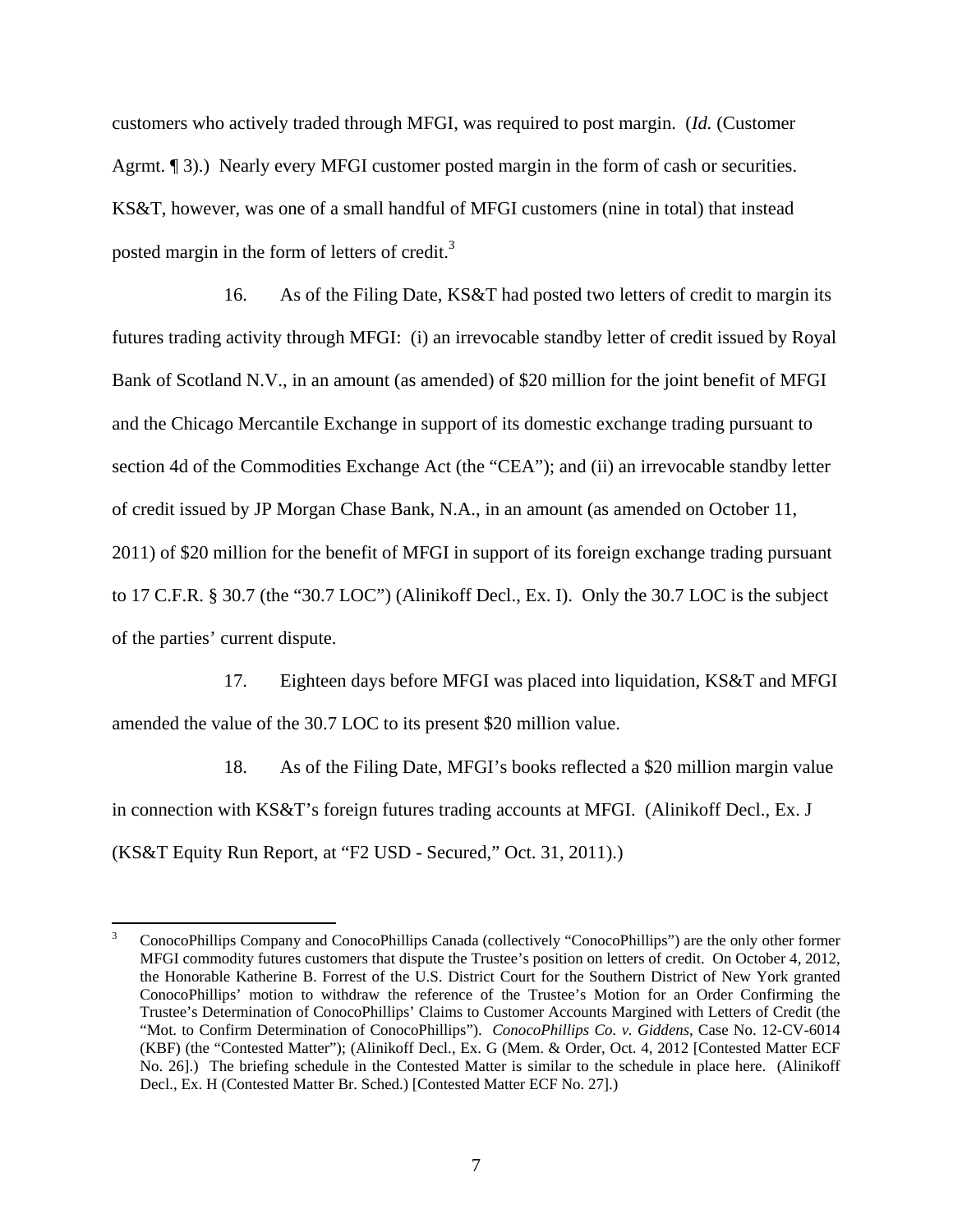customers who actively traded through MFGI, was required to post margin. (*Id.* (Customer Agrmt. ¶ 3).) Nearly every MFGI customer posted margin in the form of cash or securities. KS&T, however, was one of a small handful of MFGI customers (nine in total) that instead posted margin in the form of letters of credit.[3]

16. As of the Filing Date, KS&T had posted two letters of credit to margin its futures trading activity through MFGI: (i) an irrevocable standby letter of credit issued by Royal Bank of Scotland N.V., in an amount (as amended) of $20 million for the joint benefit of MFGI and the Chicago Mercantile Exchange in support of its domestic exchange trading pursuant to section 4d of the Commodities Exchange Act (the "CEA"); and (ii) an irrevocable standby letter of credit issued by JP Morgan Chase Bank, N.A., in an amount (as amended on October 11, 2011) of $20 million for the benefit of MFGI in support of its foreign exchange trading pursuant to 17 C.F.R. § 30.7 (the "30.7 LOC") (Alinikoff Decl., Ex. I). Only the 30.7 LOC is the subject of the parties' current dispute.

17. Eighteen days before MFGI was placed into liquidation, KS&T and MFGI amended the value of the 30.7 LOC to its present $20 million value.

18. As of the Filing Date, MFGI's books reflected a $20 million margin value in connection with KS&T's foreign futures trading accounts at MFGI. (Alinikoff Decl., Ex. J (KS&T Equity Run Report, at "F2 USD - Secured," Oct. 31, 2011).)

---

[3] ConocoPhillips Company and ConocoPhillips Canada (collectively "ConocoPhillips") are the only other former MFGI commodity futures customers that dispute the Trustee's position on letters of credit. On October 4, 2012, the Honorable Katherine B. Forrest of the U.S. District Court for the Southern District of New York granted ConocoPhillips' motion to withdraw the reference of the Trustee's Motion for an Order Confirming the Trustee's Determination of ConocoPhillips' Claims to Customer Accounts Margined with Letters of Credit (the "Mot. to Confirm Determination of ConocoPhillips"). *ConocoPhillips Co. v. Giddens*, Case No. 12-CV-6014 (KBF) (the "Contested Matter"); (Alinikoff Decl., Ex. G (Mem. & Order, Oct. 4, 2012 [Contested Matter ECF No. 26].) The briefing schedule in the Contested Matter is similar to the schedule in place here. (Alinikoff Decl., Ex. H (Contested Matter Br. Sched.) [Contested Matter ECF No. 27].)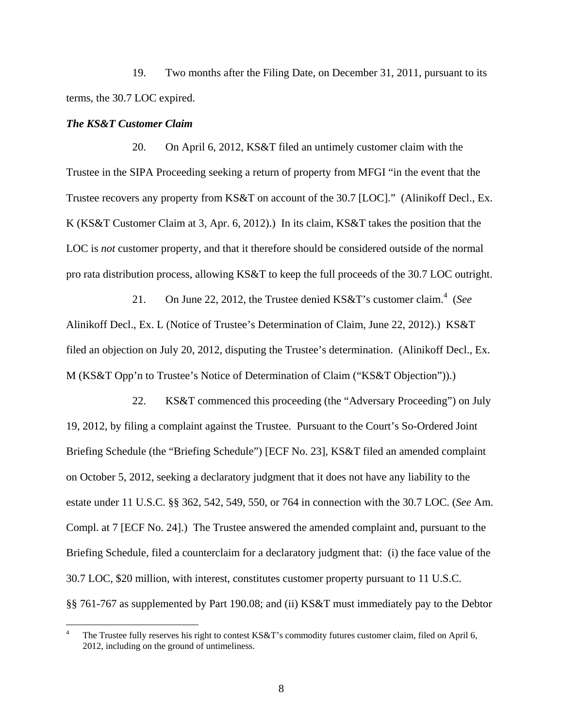19. Two months after the Filing Date, on December 31, 2011, pursuant to its terms, the 30.7 LOC expired.

***The KS&T Customer Claim***

20. On April 6, 2012, KS&T filed an untimely customer claim with the Trustee in the SIPA Proceeding seeking a return of property from MFGI "in the event that the Trustee recovers any property from KS&T on account of the 30.7 [LOC]." (Alinikoff Decl., Ex. K (KS&T Customer Claim at 3, Apr. 6, 2012).) In its claim, KS&T takes the position that the LOC is *not* customer property, and that it therefore should be considered outside of the normal pro rata distribution process, allowing KS&T to keep the full proceeds of the 30.7 LOC outright.

21. On June 22, 2012, the Trustee denied KS&T's customer claim.[4] (*See* Alinikoff Decl., Ex. L (Notice of Trustee's Determination of Claim, June 22, 2012).) KS&T filed an objection on July 20, 2012, disputing the Trustee's determination. (Alinikoff Decl., Ex. M (KS&T Opp'n to Trustee's Notice of Determination of Claim ("KS&T Objection")).)

22. KS&T commenced this proceeding (the "Adversary Proceeding") on July 19, 2012, by filing a complaint against the Trustee. Pursuant to the Court's So-Ordered Joint Briefing Schedule (the "Briefing Schedule") [ECF No. 23], KS&T filed an amended complaint on October 5, 2012, seeking a declaratory judgment that it does not have any liability to the estate under 11 U.S.C. §§ 362, 542, 549, 550, or 764 in connection with the 30.7 LOC. (*See* Am. Compl. at 7 [ECF No. 24].) The Trustee answered the amended complaint and, pursuant to the Briefing Schedule, filed a counterclaim for a declaratory judgment that: (i) the face value of the 30.7 LOC, $20 million, with interest, constitutes customer property pursuant to 11 U.S.C. §§ 761-767 as supplemented by Part 190.08; and (ii) KS&T must immediately pay to the Debtor

---

[4] The Trustee fully reserves his right to contest KS&T's commodity futures customer claim, filed on April 6, 2012, including on the ground of untimeliness.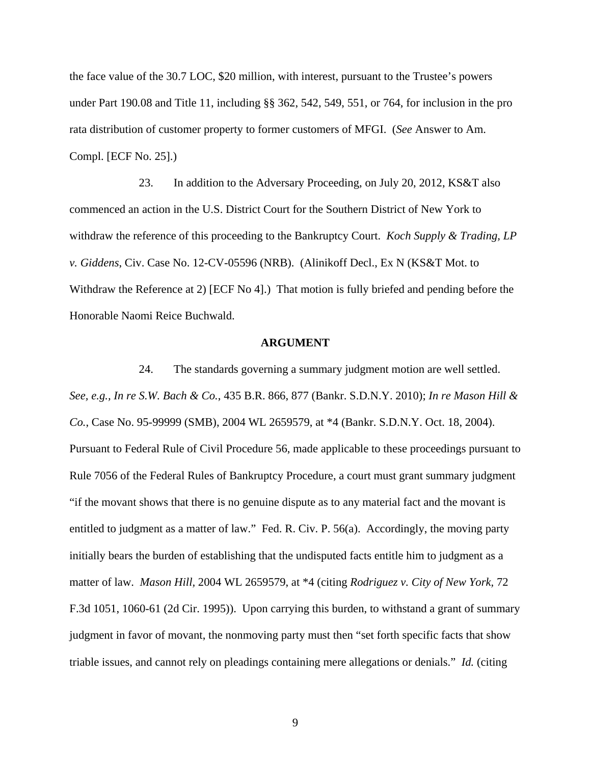the face value of the 30.7 LOC, $20 million, with interest, pursuant to the Trustee's powers under Part 190.08 and Title 11, including §§ 362, 542, 549, 551, or 764, for inclusion in the pro rata distribution of customer property to former customers of MFGI. (*See* Answer to Am. Compl. [ECF No. 25].)

23. In addition to the Adversary Proceeding, on July 20, 2012, KS&T also commenced an action in the U.S. District Court for the Southern District of New York to withdraw the reference of this proceeding to the Bankruptcy Court. *Koch Supply & Trading, LP v. Giddens*, Civ. Case No. 12-CV-05596 (NRB). (Alinikoff Decl., Ex N (KS&T Mot. to Withdraw the Reference at 2) [ECF No 4].) That motion is fully briefed and pending before the Honorable Naomi Reice Buchwald.

**ARGUMENT**

24. The standards governing a summary judgment motion are well settled. *See, e.g., In re S.W. Bach & Co.*, 435 B.R. 866, 877 (Bankr. S.D.N.Y. 2010); *In re Mason Hill & Co.*, Case No. 95-99999 (SMB), 2004 WL 2659579, at *4 (Bankr. S.D.N.Y. Oct. 18, 2004). Pursuant to Federal Rule of Civil Procedure 56, made applicable to these proceedings pursuant to Rule 7056 of the Federal Rules of Bankruptcy Procedure, a court must grant summary judgment "if the movant shows that there is no genuine dispute as to any material fact and the movant is entitled to judgment as a matter of law." Fed. R. Civ. P. 56(a). Accordingly, the moving party initially bears the burden of establishing that the undisputed facts entitle him to judgment as a matter of law. *Mason Hill*, 2004 WL 2659579, at *4 (citing *Rodriguez v. City of New York*, 72 F.3d 1051, 1060-61 (2d Cir. 1995)). Upon carrying this burden, to withstand a grant of summary judgment in favor of movant, the nonmoving party must then "set forth specific facts that show triable issues, and cannot rely on pleadings containing mere allegations or denials." *Id.* (citing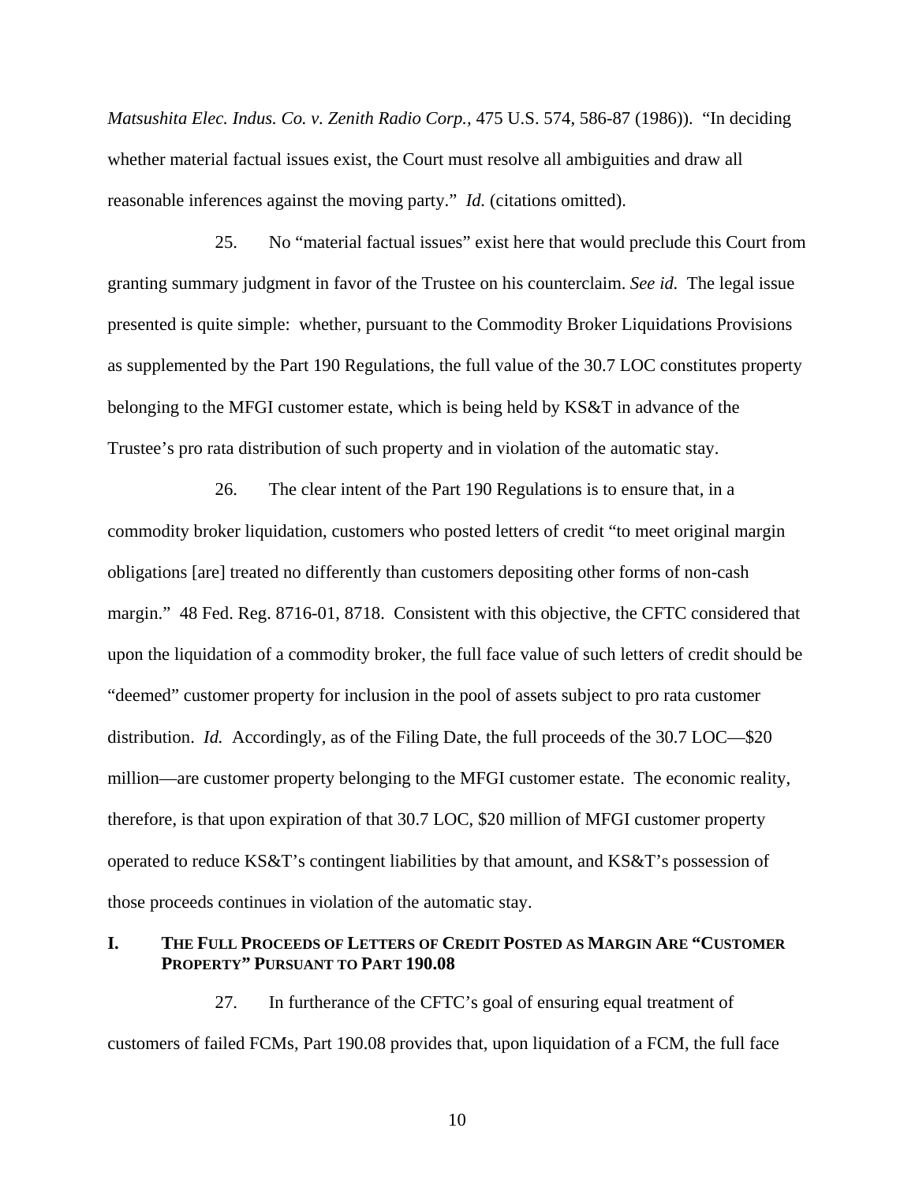*Matsushita Elec. Indus. Co. v. Zenith Radio Corp.*, 475 U.S. 574, 586-87 (1986)). "In deciding whether material factual issues exist, the Court must resolve all ambiguities and draw all reasonable inferences against the moving party." *Id.* (citations omitted).

25. No "material factual issues" exist here that would preclude this Court from granting summary judgment in favor of the Trustee on his counterclaim. *See id.* The legal issue presented is quite simple: whether, pursuant to the Commodity Broker Liquidations Provisions as supplemented by the Part 190 Regulations, the full value of the 30.7 LOC constitutes property belonging to the MFGI customer estate, which is being held by KS&T in advance of the Trustee's pro rata distribution of such property and in violation of the automatic stay.

26. The clear intent of the Part 190 Regulations is to ensure that, in a commodity broker liquidation, customers who posted letters of credit "to meet original margin obligations [are] treated no differently than customers depositing other forms of non-cash margin." 48 Fed. Reg. 8716-01, 8718. Consistent with this objective, the CFTC considered that upon the liquidation of a commodity broker, the full face value of such letters of credit should be "deemed" customer property for inclusion in the pool of assets subject to pro rata customer distribution. *Id.* Accordingly, as of the Filing Date, the full proceeds of the 30.7 LOC—$20 million—are customer property belonging to the MFGI customer estate. The economic reality, therefore, is that upon expiration of that 30.7 LOC, $20 million of MFGI customer property operated to reduce KS&T's contingent liabilities by that amount, and KS&T's possession of those proceeds continues in violation of the automatic stay.

## I. THE FULL PROCEEDS OF LETTERS OF CREDIT POSTED AS MARGIN ARE "CUSTOMER PROPERTY" PURSUANT TO PART 190.08

27. In furtherance of the CFTC's goal of ensuring equal treatment of customers of failed FCMs, Part 190.08 provides that, upon liquidation of a FCM, the full face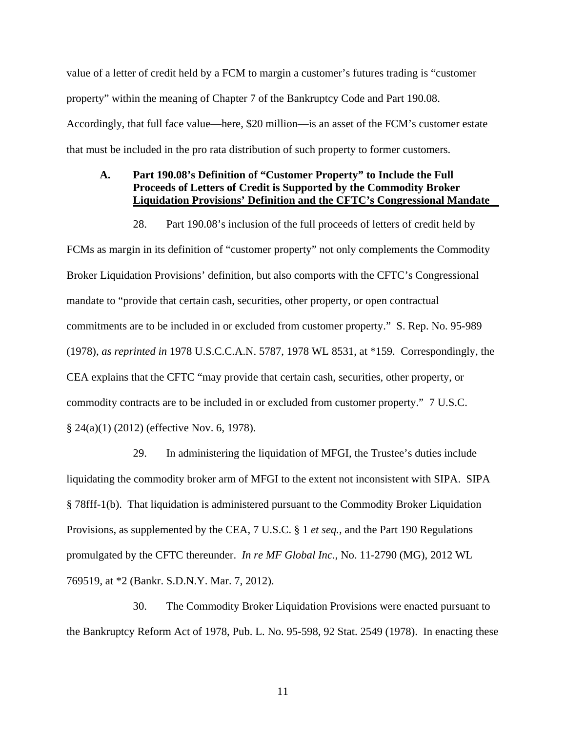value of a letter of credit held by a FCM to margin a customer's futures trading is "customer property" within the meaning of Chapter 7 of the Bankruptcy Code and Part 190.08. Accordingly, that full face value—here, $20 million—is an asset of the FCM's customer estate that must be included in the pro rata distribution of such property to former customers.

### A. Part 190.08's Definition of "Customer Property" to Include the Full Proceeds of Letters of Credit is Supported by the Commodity Broker Liquidation Provisions' Definition and the CFTC's Congressional Mandate

28. Part 190.08's inclusion of the full proceeds of letters of credit held by FCMs as margin in its definition of "customer property" not only complements the Commodity Broker Liquidation Provisions' definition, but also comports with the CFTC's Congressional mandate to "provide that certain cash, securities, other property, or open contractual commitments are to be included in or excluded from customer property." S. Rep. No. 95-989 (1978), *as reprinted in* 1978 U.S.C.C.A.N. 5787, 1978 WL 8531, at *159. Correspondingly, the CEA explains that the CFTC "may provide that certain cash, securities, other property, or commodity contracts are to be included in or excluded from customer property." 7 U.S.C. § 24(a)(1) (2012) (effective Nov. 6, 1978).

29. In administering the liquidation of MFGI, the Trustee's duties include liquidating the commodity broker arm of MFGI to the extent not inconsistent with SIPA. SIPA § 78fff-1(b). That liquidation is administered pursuant to the Commodity Broker Liquidation Provisions, as supplemented by the CEA, 7 U.S.C. § 1 *et seq.*, and the Part 190 Regulations promulgated by the CFTC thereunder. *In re MF Global Inc.*, No. 11-2790 (MG), 2012 WL 769519, at *2 (Bankr. S.D.N.Y. Mar. 7, 2012).

30. The Commodity Broker Liquidation Provisions were enacted pursuant to the Bankruptcy Reform Act of 1978, Pub. L. No. 95-598, 92 Stat. 2549 (1978). In enacting these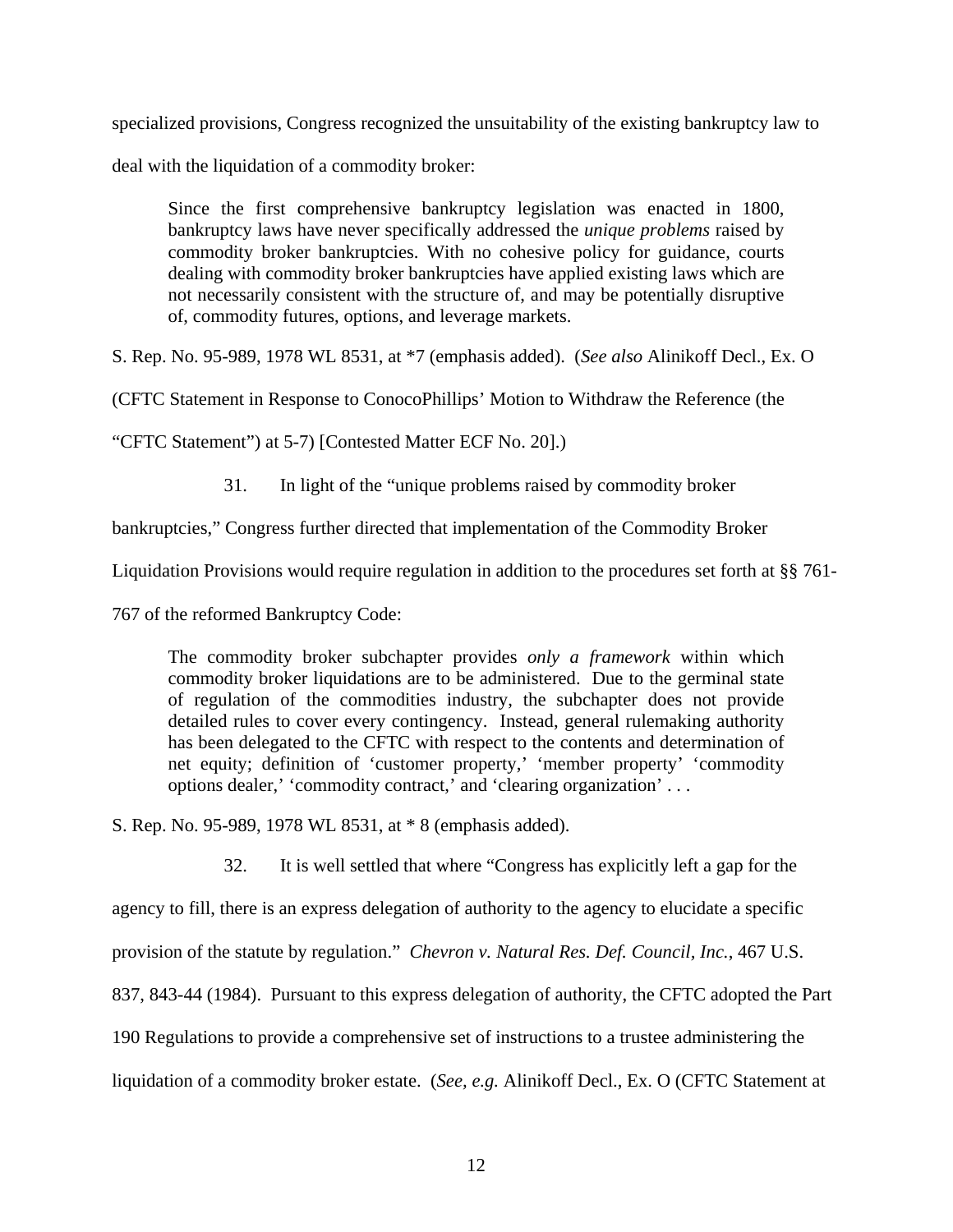specialized provisions, Congress recognized the unsuitability of the existing bankruptcy law to deal with the liquidation of a commodity broker:

> Since the first comprehensive bankruptcy legislation was enacted in 1800, bankruptcy laws have never specifically addressed the *unique problems* raised by commodity broker bankruptcies. With no cohesive policy for guidance, courts dealing with commodity broker bankruptcies have applied existing laws which are not necessarily consistent with the structure of, and may be potentially disruptive of, commodity futures, options, and leverage markets.

S. Rep. No. 95-989, 1978 WL 8531, at *7 (emphasis added). (*See also* Alinikoff Decl., Ex. O (CFTC Statement in Response to ConocoPhillips' Motion to Withdraw the Reference (the "CFTC Statement") at 5-7) [Contested Matter ECF No. 20].)

31. In light of the "unique problems raised by commodity broker bankruptcies," Congress further directed that implementation of the Commodity Broker Liquidation Provisions would require regulation in addition to the procedures set forth at §§ 761-767 of the reformed Bankruptcy Code:

> The commodity broker subchapter provides *only a framework* within which commodity broker liquidations are to be administered. Due to the germinal state of regulation of the commodities industry, the subchapter does not provide detailed rules to cover every contingency. Instead, general rulemaking authority has been delegated to the CFTC with respect to the contents and determination of net equity; definition of 'customer property,' 'member property' 'commodity options dealer,' 'commodity contract,' and 'clearing organization' . . .

S. Rep. No. 95-989, 1978 WL 8531, at * 8 (emphasis added).

32. It is well settled that where "Congress has explicitly left a gap for the agency to fill, there is an express delegation of authority to the agency to elucidate a specific provision of the statute by regulation." *Chevron v. Natural Res. Def. Council, Inc.*, 467 U.S. 837, 843-44 (1984). Pursuant to this express delegation of authority, the CFTC adopted the Part 190 Regulations to provide a comprehensive set of instructions to a trustee administering the liquidation of a commodity broker estate. (*See, e.g.* Alinikoff Decl., Ex. O (CFTC Statement at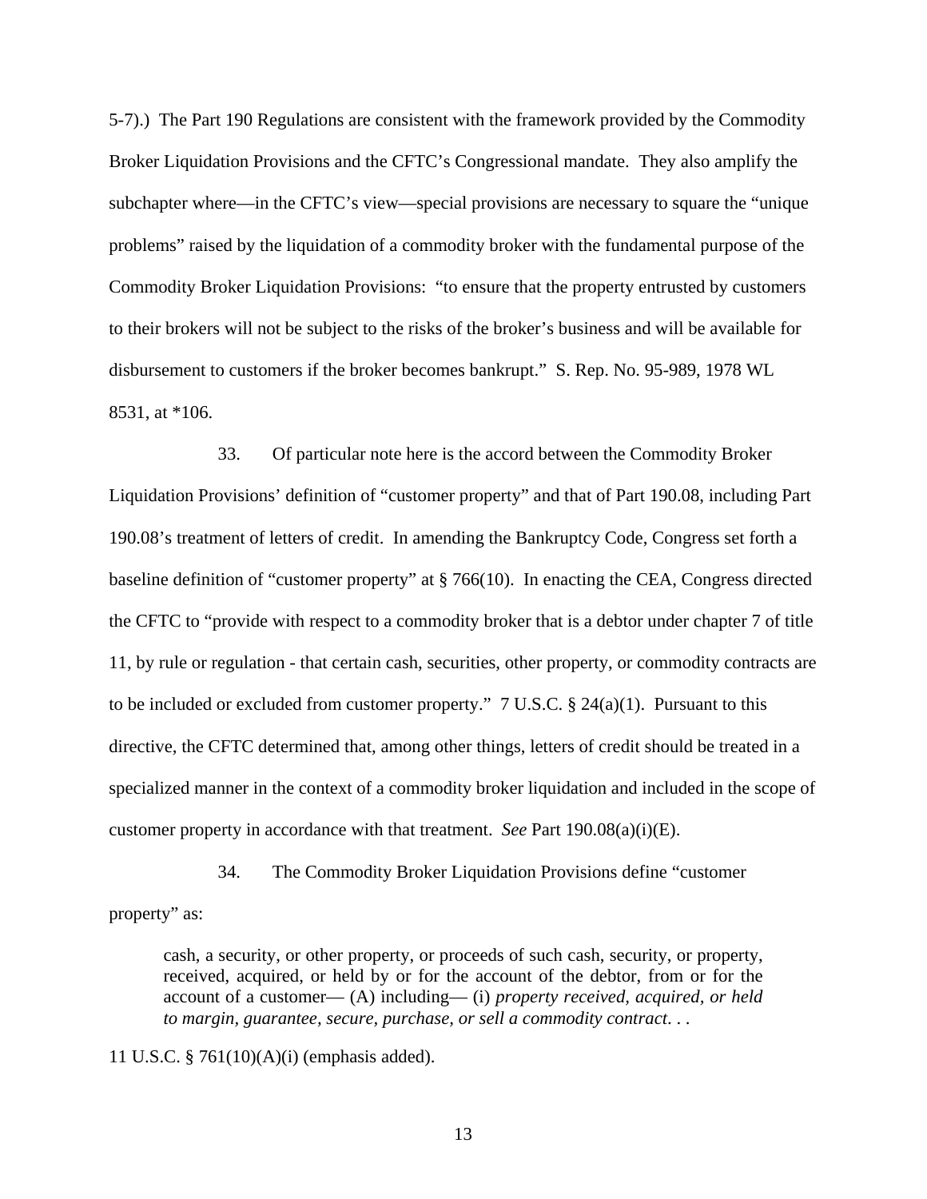5-7).) The Part 190 Regulations are consistent with the framework provided by the Commodity Broker Liquidation Provisions and the CFTC's Congressional mandate. They also amplify the subchapter where—in the CFTC's view—special provisions are necessary to square the "unique problems" raised by the liquidation of a commodity broker with the fundamental purpose of the Commodity Broker Liquidation Provisions: "to ensure that the property entrusted by customers to their brokers will not be subject to the risks of the broker's business and will be available for disbursement to customers if the broker becomes bankrupt." S. Rep. No. 95-989, 1978 WL 8531, at *106.

33. Of particular note here is the accord between the Commodity Broker Liquidation Provisions' definition of "customer property" and that of Part 190.08, including Part 190.08's treatment of letters of credit. In amending the Bankruptcy Code, Congress set forth a baseline definition of "customer property" at § 766(10). In enacting the CEA, Congress directed the CFTC to "provide with respect to a commodity broker that is a debtor under chapter 7 of title 11, by rule or regulation - that certain cash, securities, other property, or commodity contracts are to be included or excluded from customer property." 7 U.S.C. § 24(a)(1). Pursuant to this directive, the CFTC determined that, among other things, letters of credit should be treated in a specialized manner in the context of a commodity broker liquidation and included in the scope of customer property in accordance with that treatment. *See* Part 190.08(a)(i)(E).

34. The Commodity Broker Liquidation Provisions define "customer property" as:

> cash, a security, or other property, or proceeds of such cash, security, or property, received, acquired, or held by or for the account of the debtor, from or for the account of a customer— (A) including— (i) *property received, acquired, or held to margin, guarantee, secure, purchase, or sell a commodity contract*. . .

11 U.S.C. § 761(10)(A)(i) (emphasis added).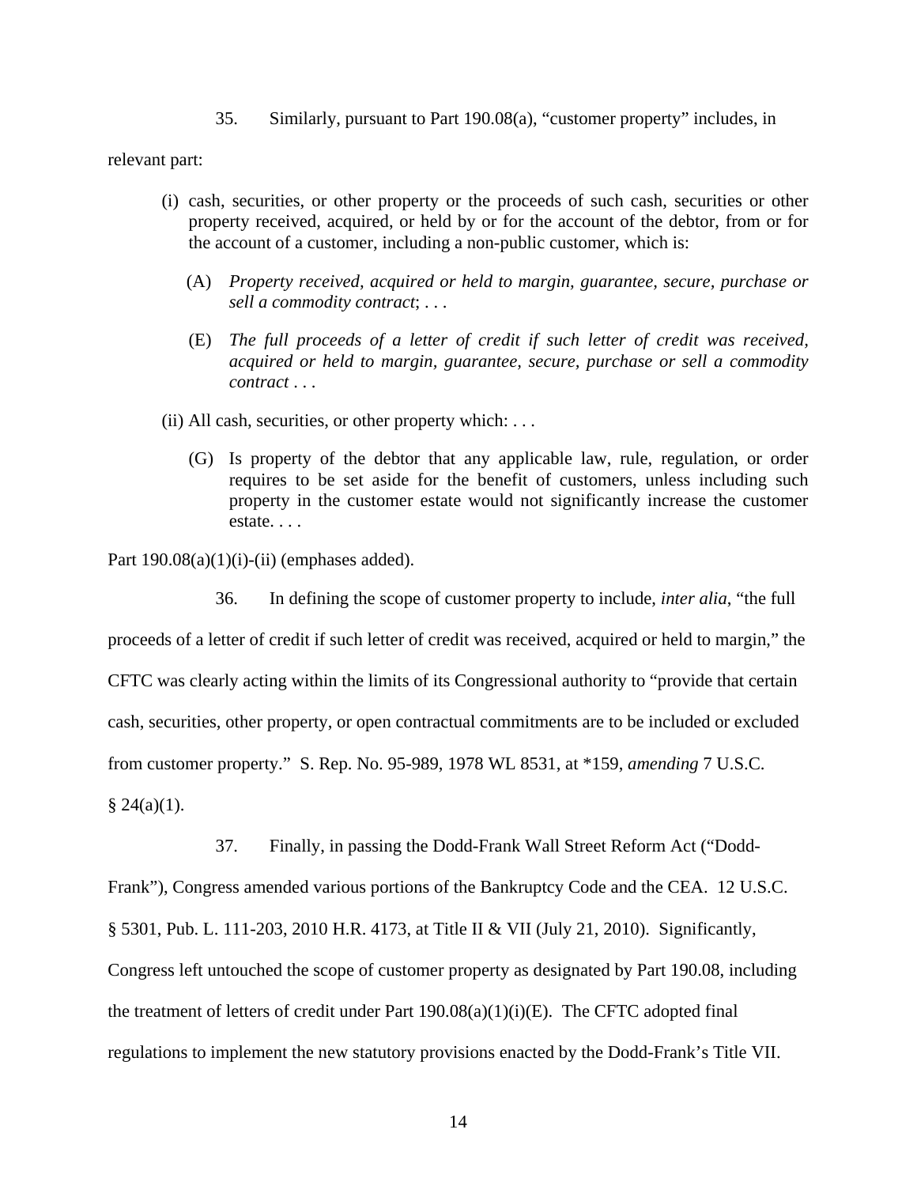35. Similarly, pursuant to Part 190.08(a), "customer property" includes, in relevant part:

> (i) cash, securities, or other property or the proceeds of such cash, securities or other property received, acquired, or held by or for the account of the debtor, from or for the account of a customer, including a non-public customer, which is:
>
> > (A) *Property received, acquired or held to margin, guarantee, secure, purchase or sell a commodity contract*; . . .
> >
> > (E) *The full proceeds of a letter of credit if such letter of credit was received, acquired or held to margin, guarantee, secure, purchase or sell a commodity contract* . . .
>
> (ii) All cash, securities, or other property which: . . .
>
> > (G) Is property of the debtor that any applicable law, rule, regulation, or order requires to be set aside for the benefit of customers, unless including such property in the customer estate would not significantly increase the customer estate. . . .

Part 190.08(a)(1)(i)-(ii) (emphases added).

36. In defining the scope of customer property to include, *inter alia*, "the full proceeds of a letter of credit if such letter of credit was received, acquired or held to margin," the CFTC was clearly acting within the limits of its Congressional authority to "provide that certain cash, securities, other property, or open contractual commitments are to be included or excluded from customer property." S. Rep. No. 95-989, 1978 WL 8531, at *159, *amending* 7 U.S.C. § 24(a)(1).

37. Finally, in passing the Dodd-Frank Wall Street Reform Act ("Dodd-Frank"), Congress amended various portions of the Bankruptcy Code and the CEA. 12 U.S.C. § 5301, Pub. L. 111-203, 2010 H.R. 4173, at Title II & VII (July 21, 2010). Significantly, Congress left untouched the scope of customer property as designated by Part 190.08, including the treatment of letters of credit under Part 190.08(a)(1)(i)(E). The CFTC adopted final regulations to implement the new statutory provisions enacted by the Dodd-Frank's Title VII.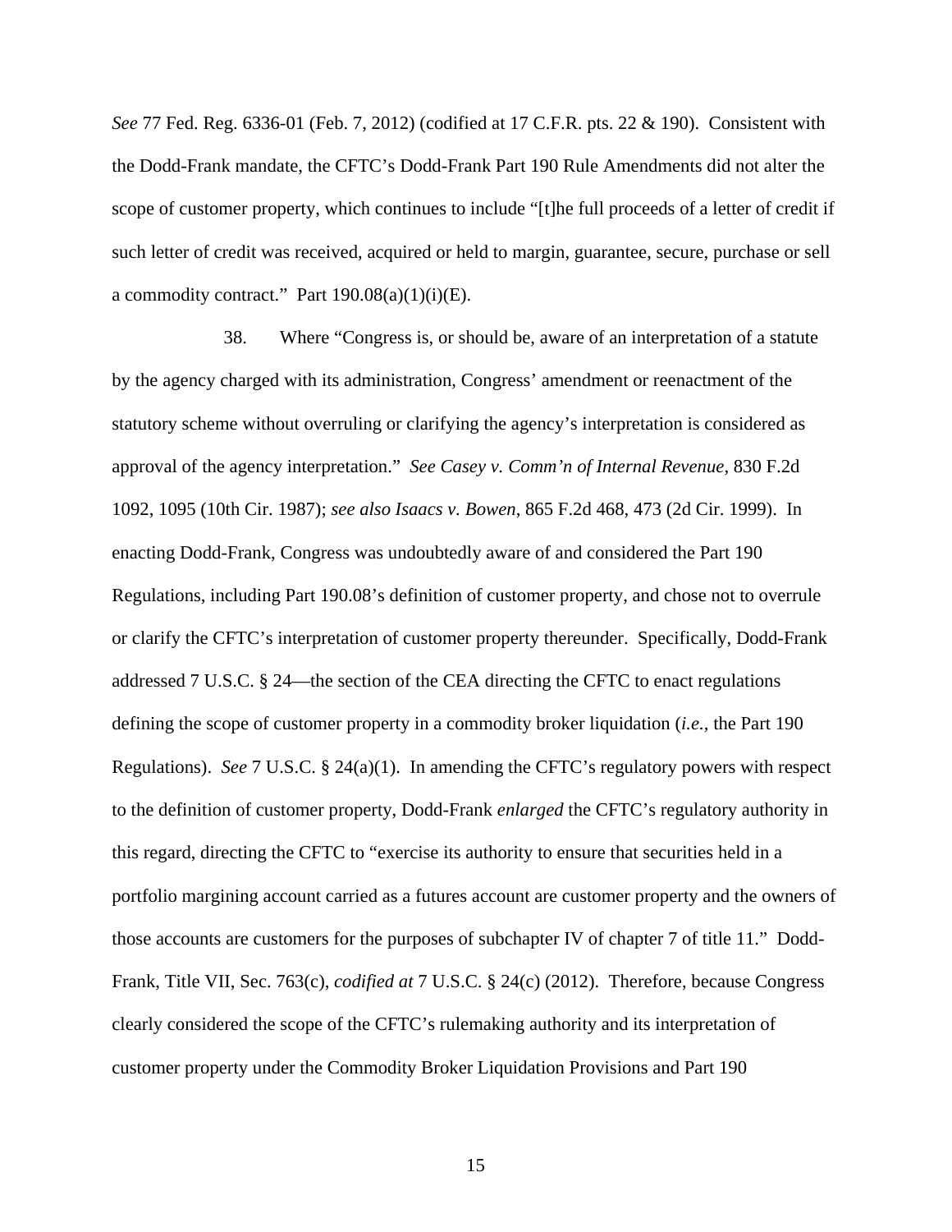*See* 77 Fed. Reg. 6336-01 (Feb. 7, 2012) (codified at 17 C.F.R. pts. 22 & 190). Consistent with the Dodd-Frank mandate, the CFTC's Dodd-Frank Part 190 Rule Amendments did not alter the scope of customer property, which continues to include "[t]he full proceeds of a letter of credit if such letter of credit was received, acquired or held to margin, guarantee, secure, purchase or sell a commodity contract." Part 190.08(a)(1)(i)(E).

38. Where "Congress is, or should be, aware of an interpretation of a statute by the agency charged with its administration, Congress' amendment or reenactment of the statutory scheme without overruling or clarifying the agency's interpretation is considered as approval of the agency interpretation." *See Casey v. Comm'n of Internal Revenue*, 830 F.2d 1092, 1095 (10th Cir. 1987); *see also Isaacs v. Bowen*, 865 F.2d 468, 473 (2d Cir. 1999). In enacting Dodd-Frank, Congress was undoubtedly aware of and considered the Part 190 Regulations, including Part 190.08's definition of customer property, and chose not to overrule or clarify the CFTC's interpretation of customer property thereunder. Specifically, Dodd-Frank addressed 7 U.S.C. § 24—the section of the CEA directing the CFTC to enact regulations defining the scope of customer property in a commodity broker liquidation (*i.e.*, the Part 190 Regulations). *See* 7 U.S.C. § 24(a)(1). In amending the CFTC's regulatory powers with respect to the definition of customer property, Dodd-Frank *enlarged* the CFTC's regulatory authority in this regard, directing the CFTC to "exercise its authority to ensure that securities held in a portfolio margining account carried as a futures account are customer property and the owners of those accounts are customers for the purposes of subchapter IV of chapter 7 of title 11." Dodd-Frank, Title VII, Sec. 763(c), *codified at* 7 U.S.C. § 24(c) (2012). Therefore, because Congress clearly considered the scope of the CFTC's rulemaking authority and its interpretation of customer property under the Commodity Broker Liquidation Provisions and Part 190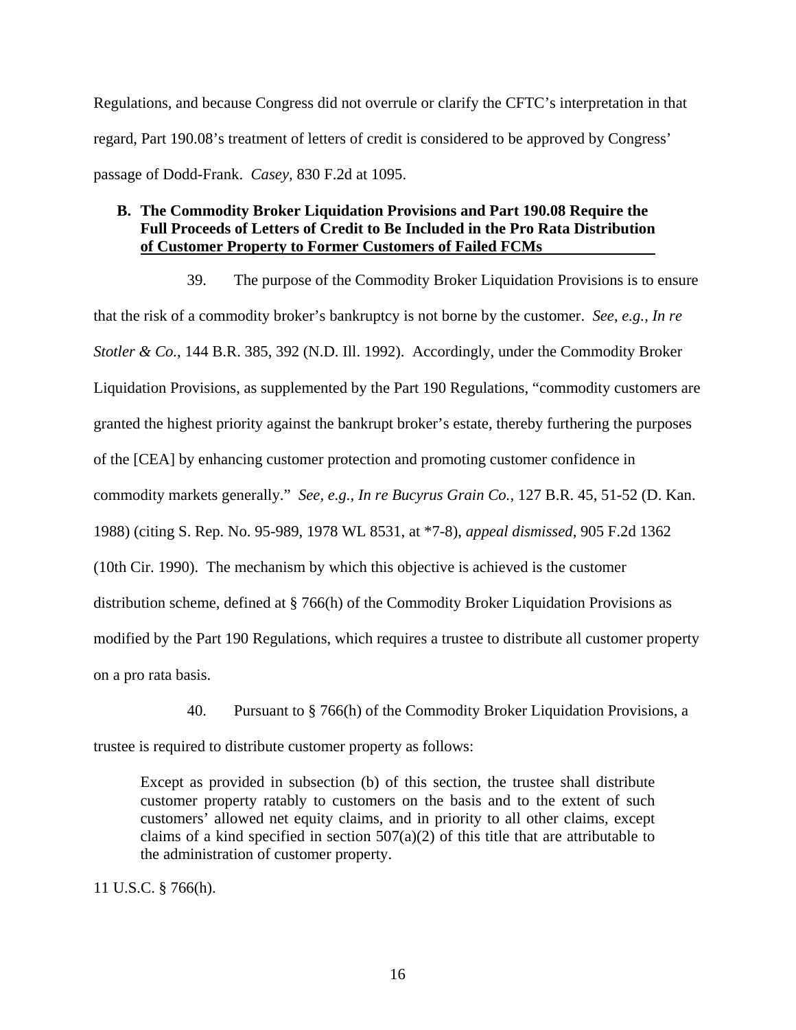Regulations, and because Congress did not overrule or clarify the CFTC's interpretation in that regard, Part 190.08's treatment of letters of credit is considered to be approved by Congress' passage of Dodd-Frank. *Casey,* 830 F.2d at 1095.

### B. The Commodity Broker Liquidation Provisions and Part 190.08 Require the Full Proceeds of Letters of Credit to Be Included in the Pro Rata Distribution of Customer Property to Former Customers of Failed FCMs

39. The purpose of the Commodity Broker Liquidation Provisions is to ensure that the risk of a commodity broker's bankruptcy is not borne by the customer. *See, e.g., In re Stotler & Co.*, 144 B.R. 385, 392 (N.D. Ill. 1992). Accordingly, under the Commodity Broker Liquidation Provisions, as supplemented by the Part 190 Regulations, "commodity customers are granted the highest priority against the bankrupt broker's estate, thereby furthering the purposes of the [CEA] by enhancing customer protection and promoting customer confidence in commodity markets generally." *See, e.g., In re Bucyrus Grain Co.*, 127 B.R. 45, 51-52 (D. Kan. 1988) (citing S. Rep. No. 95-989, 1978 WL 8531, at *7-8), *appeal dismissed*, 905 F.2d 1362 (10th Cir. 1990). The mechanism by which this objective is achieved is the customer distribution scheme, defined at § 766(h) of the Commodity Broker Liquidation Provisions as modified by the Part 190 Regulations, which requires a trustee to distribute all customer property on a pro rata basis.

40. Pursuant to § 766(h) of the Commodity Broker Liquidation Provisions, a trustee is required to distribute customer property as follows:

> Except as provided in subsection (b) of this section, the trustee shall distribute customer property ratably to customers on the basis and to the extent of such customers' allowed net equity claims, and in priority to all other claims, except claims of a kind specified in section 507(a)(2) of this title that are attributable to the administration of customer property.

11 U.S.C. § 766(h).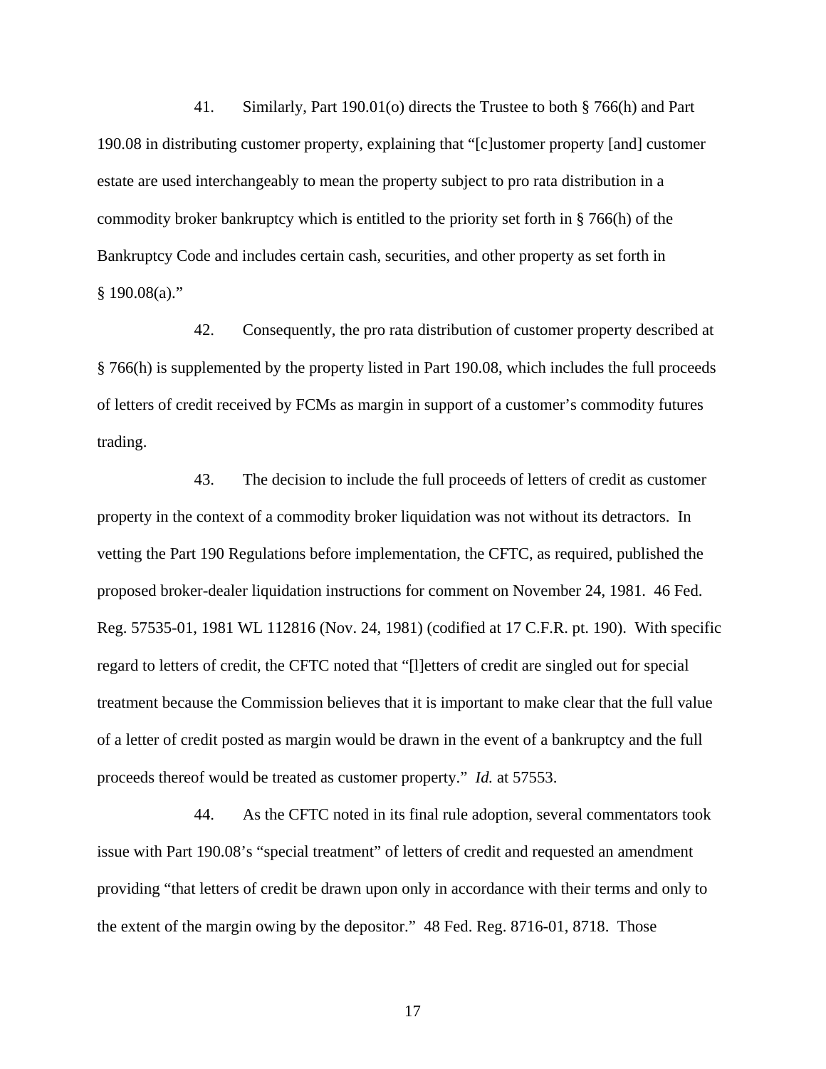41. Similarly, Part 190.01(o) directs the Trustee to both § 766(h) and Part 190.08 in distributing customer property, explaining that "[c]ustomer property [and] customer estate are used interchangeably to mean the property subject to pro rata distribution in a commodity broker bankruptcy which is entitled to the priority set forth in § 766(h) of the Bankruptcy Code and includes certain cash, securities, and other property as set forth in § 190.08(a)."

42. Consequently, the pro rata distribution of customer property described at § 766(h) is supplemented by the property listed in Part 190.08, which includes the full proceeds of letters of credit received by FCMs as margin in support of a customer's commodity futures trading.

43. The decision to include the full proceeds of letters of credit as customer property in the context of a commodity broker liquidation was not without its detractors. In vetting the Part 190 Regulations before implementation, the CFTC, as required, published the proposed broker-dealer liquidation instructions for comment on November 24, 1981. 46 Fed. Reg. 57535-01, 1981 WL 112816 (Nov. 24, 1981) (codified at 17 C.F.R. pt. 190). With specific regard to letters of credit, the CFTC noted that "[l]etters of credit are singled out for special treatment because the Commission believes that it is important to make clear that the full value of a letter of credit posted as margin would be drawn in the event of a bankruptcy and the full proceeds thereof would be treated as customer property." *Id.* at 57553.

44. As the CFTC noted in its final rule adoption, several commentators took issue with Part 190.08's "special treatment" of letters of credit and requested an amendment providing "that letters of credit be drawn upon only in accordance with their terms and only to the extent of the margin owing by the depositor." 48 Fed. Reg. 8716-01, 8718. Those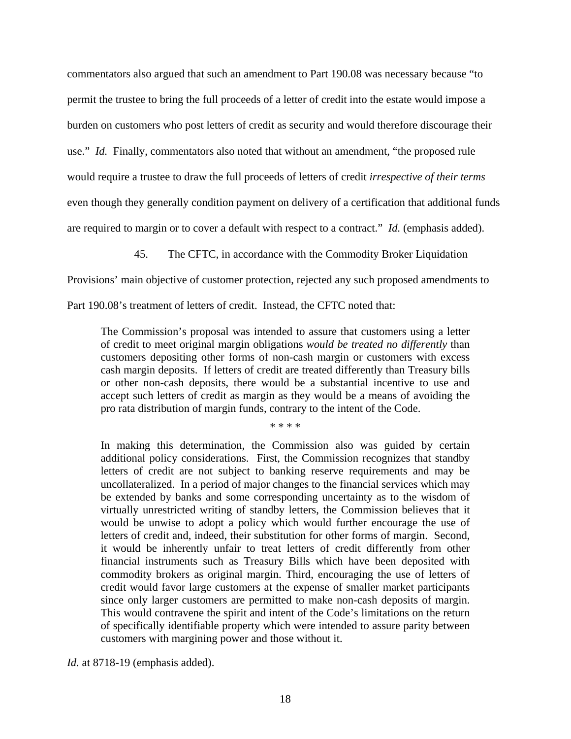commentators also argued that such an amendment to Part 190.08 was necessary because "to permit the trustee to bring the full proceeds of a letter of credit into the estate would impose a burden on customers who post letters of credit as security and would therefore discourage their use." *Id.* Finally, commentators also noted that without an amendment, "the proposed rule would require a trustee to draw the full proceeds of letters of credit *irrespective of their terms* even though they generally condition payment on delivery of a certification that additional funds are required to margin or to cover a default with respect to a contract." *Id.* (emphasis added).

45. The CFTC, in accordance with the Commodity Broker Liquidation Provisions' main objective of customer protection, rejected any such proposed amendments to Part 190.08's treatment of letters of credit. Instead, the CFTC noted that:

> The Commission's proposal was intended to assure that customers using a letter of credit to meet original margin obligations *would be treated no differently* than customers depositing other forms of non-cash margin or customers with excess cash margin deposits. If letters of credit are treated differently than Treasury bills or other non-cash deposits, there would be a substantial incentive to use and accept such letters of credit as margin as they would be a means of avoiding the pro rata distribution of margin funds, contrary to the intent of the Code.
>
> * * * *
>
> In making this determination, the Commission also was guided by certain additional policy considerations. First, the Commission recognizes that standby letters of credit are not subject to banking reserve requirements and may be uncollateralized. In a period of major changes to the financial services which may be extended by banks and some corresponding uncertainty as to the wisdom of virtually unrestricted writing of standby letters, the Commission believes that it would be unwise to adopt a policy which would further encourage the use of letters of credit and, indeed, their substitution for other forms of margin. Second, it would be inherently unfair to treat letters of credit differently from other financial instruments such as Treasury Bills which have been deposited with commodity brokers as original margin. Third, encouraging the use of letters of credit would favor large customers at the expense of smaller market participants since only larger customers are permitted to make non-cash deposits of margin. This would contravene the spirit and intent of the Code's limitations on the return of specifically identifiable property which were intended to assure parity between customers with margining power and those without it.

*Id.* at 8718-19 (emphasis added).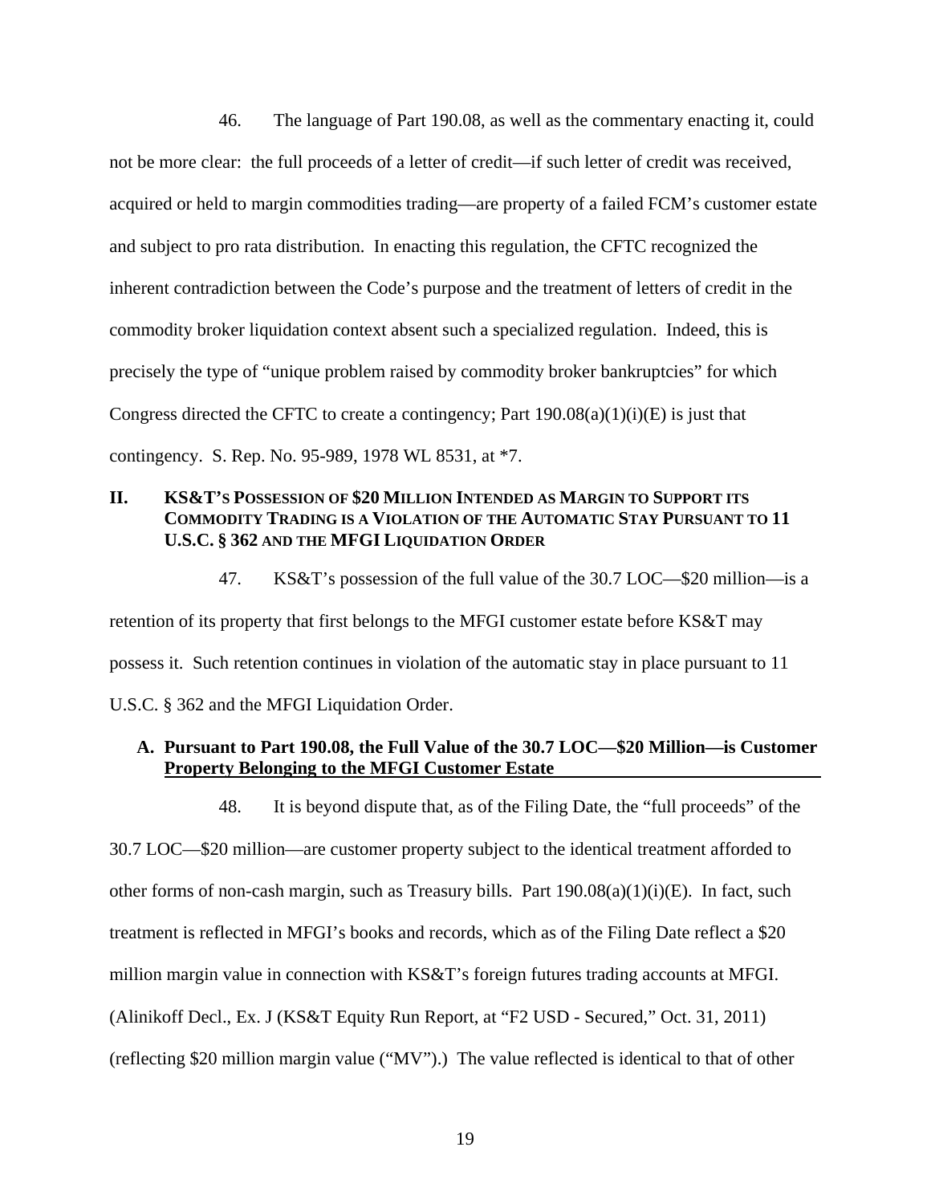46. The language of Part 190.08, as well as the commentary enacting it, could not be more clear: the full proceeds of a letter of credit—if such letter of credit was received, acquired or held to margin commodities trading—are property of a failed FCM's customer estate and subject to pro rata distribution. In enacting this regulation, the CFTC recognized the inherent contradiction between the Code's purpose and the treatment of letters of credit in the commodity broker liquidation context absent such a specialized regulation. Indeed, this is precisely the type of "unique problem raised by commodity broker bankruptcies" for which Congress directed the CFTC to create a contingency; Part 190.08(a)(1)(i)(E) is just that contingency. S. Rep. No. 95-989, 1978 WL 8531, at *7.

## II. KS&T's Possession of $20 Million Intended as Margin to Support its Commodity Trading is a Violation of the Automatic Stay Pursuant to 11 U.S.C. § 362 and the MFGI Liquidation Order

47. KS&T's possession of the full value of the 30.7 LOC—$20 million—is a retention of its property that first belongs to the MFGI customer estate before KS&T may possess it. Such retention continues in violation of the automatic stay in place pursuant to 11 U.S.C. § 362 and the MFGI Liquidation Order.

### A. Pursuant to Part 190.08, the Full Value of the 30.7 LOC—$20 Million—is Customer Property Belonging to the MFGI Customer Estate

48. It is beyond dispute that, as of the Filing Date, the "full proceeds" of the 30.7 LOC—$20 million—are customer property subject to the identical treatment afforded to other forms of non-cash margin, such as Treasury bills. Part 190.08(a)(1)(i)(E). In fact, such treatment is reflected in MFGI's books and records, which as of the Filing Date reflect a $20 million margin value in connection with KS&T's foreign futures trading accounts at MFGI. (Alinikoff Decl., Ex. J (KS&T Equity Run Report, at "F2 USD - Secured," Oct. 31, 2011) (reflecting $20 million margin value ("MV").) The value reflected is identical to that of other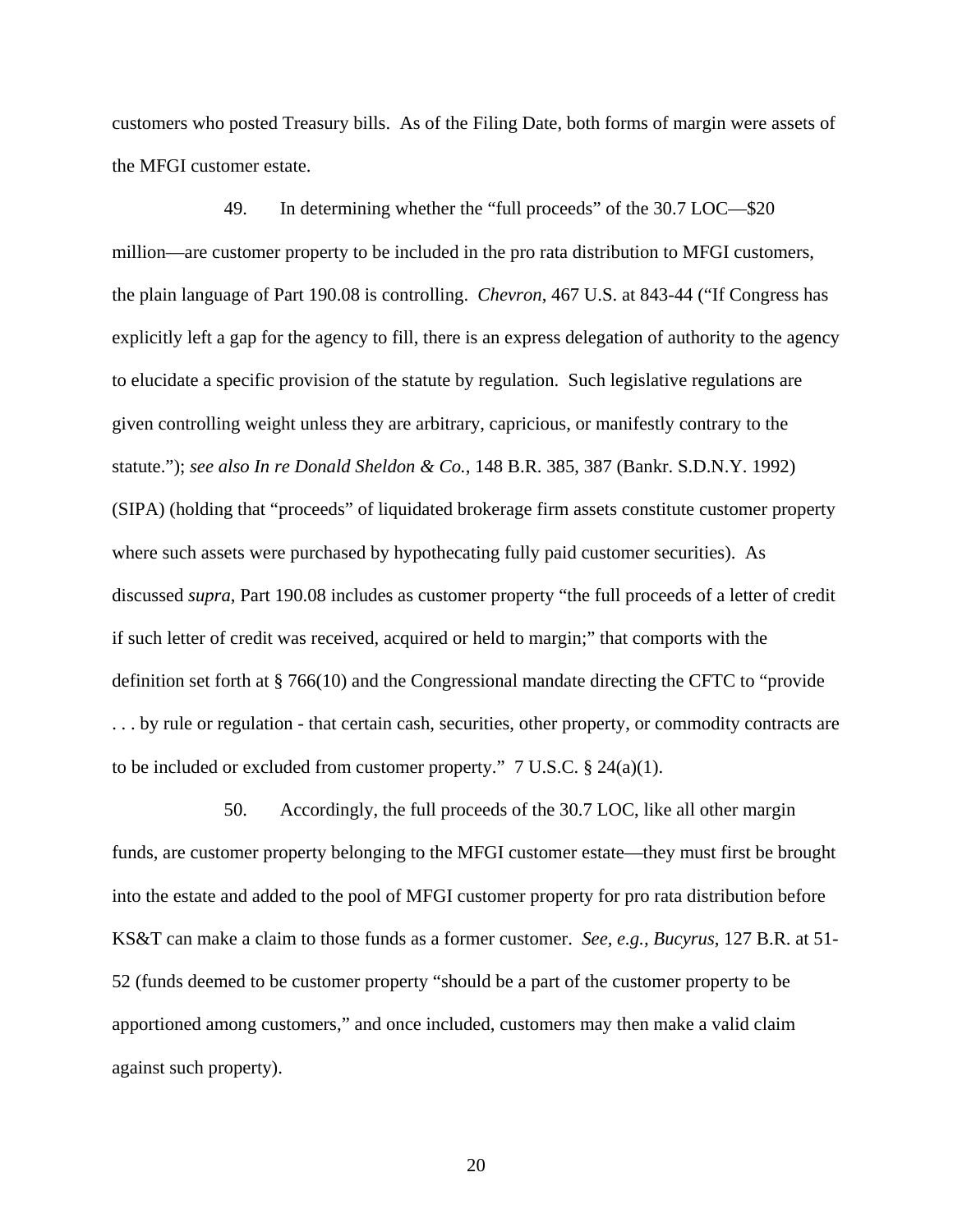customers who posted Treasury bills. As of the Filing Date, both forms of margin were assets of the MFGI customer estate.

49. In determining whether the "full proceeds" of the 30.7 LOC—$20 million—are customer property to be included in the pro rata distribution to MFGI customers, the plain language of Part 190.08 is controlling. *Chevron*, 467 U.S. at 843-44 ("If Congress has explicitly left a gap for the agency to fill, there is an express delegation of authority to the agency to elucidate a specific provision of the statute by regulation. Such legislative regulations are given controlling weight unless they are arbitrary, capricious, or manifestly contrary to the statute."); *see also In re Donald Sheldon & Co.*, 148 B.R. 385, 387 (Bankr. S.D.N.Y. 1992) (SIPA) (holding that "proceeds" of liquidated brokerage firm assets constitute customer property where such assets were purchased by hypothecating fully paid customer securities). As discussed *supra*, Part 190.08 includes as customer property "the full proceeds of a letter of credit if such letter of credit was received, acquired or held to margin;" that comports with the definition set forth at § 766(10) and the Congressional mandate directing the CFTC to "provide . . . by rule or regulation - that certain cash, securities, other property, or commodity contracts are to be included or excluded from customer property." 7 U.S.C. § 24(a)(1).

50. Accordingly, the full proceeds of the 30.7 LOC, like all other margin funds, are customer property belonging to the MFGI customer estate—they must first be brought into the estate and added to the pool of MFGI customer property for pro rata distribution before KS&T can make a claim to those funds as a former customer. *See, e.g., Bucyrus*, 127 B.R. at 51-52 (funds deemed to be customer property "should be a part of the customer property to be apportioned among customers," and once included, customers may then make a valid claim against such property).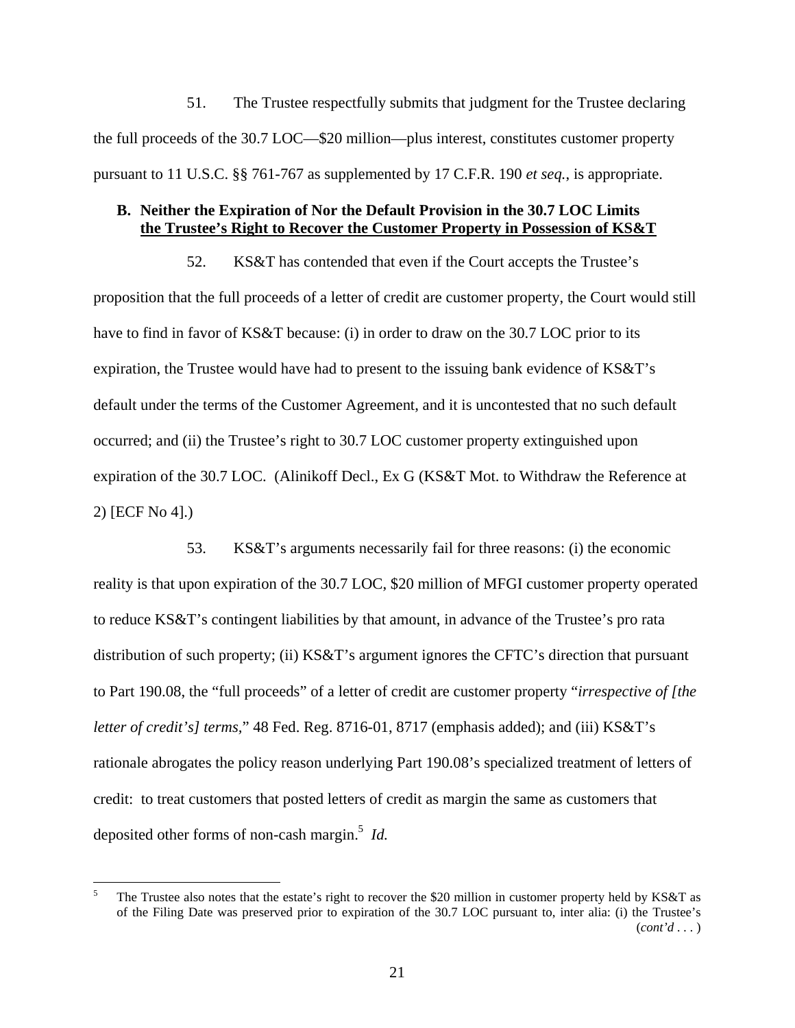51. The Trustee respectfully submits that judgment for the Trustee declaring the full proceeds of the 30.7 LOC—$20 million—plus interest, constitutes customer property pursuant to 11 U.S.C. §§ 761-767 as supplemented by 17 C.F.R. 190 *et seq.*, is appropriate.

### B. Neither the Expiration of Nor the Default Provision in the 30.7 LOC Limits <u>the Trustee's Right to Recover the Customer Property in Possession of KS&T</u>

52. KS&T has contended that even if the Court accepts the Trustee's proposition that the full proceeds of a letter of credit are customer property, the Court would still have to find in favor of KS&T because: (i) in order to draw on the 30.7 LOC prior to its expiration, the Trustee would have had to present to the issuing bank evidence of KS&T's default under the terms of the Customer Agreement, and it is uncontested that no such default occurred; and (ii) the Trustee's right to 30.7 LOC customer property extinguished upon expiration of the 30.7 LOC. (Alinikoff Decl., Ex G (KS&T Mot. to Withdraw the Reference at 2) [ECF No 4].)

53. KS&T's arguments necessarily fail for three reasons: (i) the economic reality is that upon expiration of the 30.7 LOC, $20 million of MFGI customer property operated to reduce KS&T's contingent liabilities by that amount, in advance of the Trustee's pro rata distribution of such property; (ii) KS&T's argument ignores the CFTC's direction that pursuant to Part 190.08, the "full proceeds" of a letter of credit are customer property "*irrespective of [the letter of credit's] terms,*" 48 Fed. Reg. 8716-01, 8717 (emphasis added); and (iii) KS&T's rationale abrogates the policy reason underlying Part 190.08's specialized treatment of letters of credit: to treat customers that posted letters of credit as margin the same as customers that deposited other forms of non-cash margin.[5] *Id.*

---

[5] The Trustee also notes that the estate's right to recover the $20 million in customer property held by KS&T as of the Filing Date was preserved prior to expiration of the 30.7 LOC pursuant to, inter alia: (i) the Trustee's (*cont'd . . .*)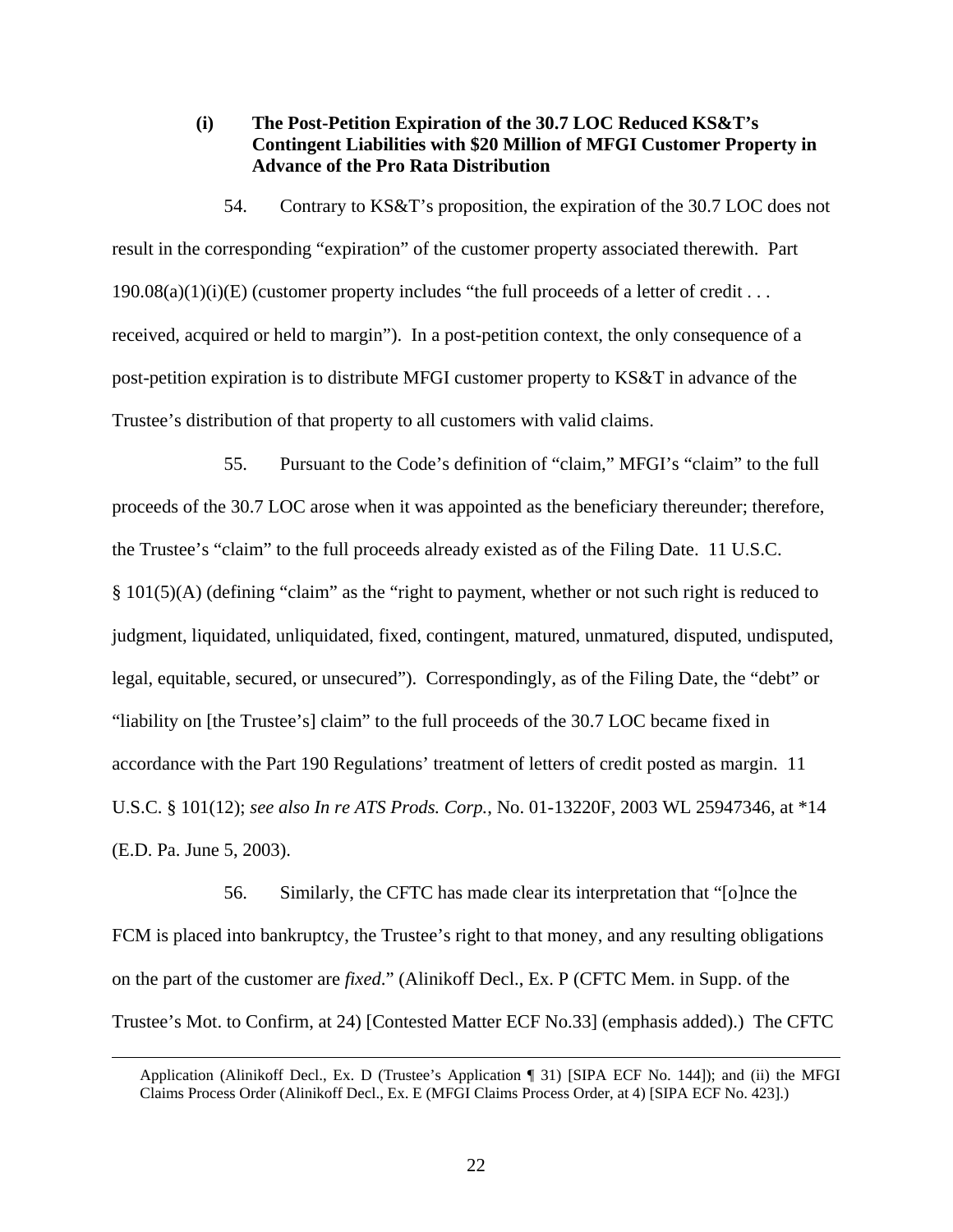#### (i) The Post-Petition Expiration of the 30.7 LOC Reduced KS&T's Contingent Liabilities with $20 Million of MFGI Customer Property in Advance of the Pro Rata Distribution

54. Contrary to KS&T's proposition, the expiration of the 30.7 LOC does not result in the corresponding "expiration" of the customer property associated therewith. Part 190.08(a)(1)(i)(E) (customer property includes "the full proceeds of a letter of credit . . . received, acquired or held to margin"). In a post-petition context, the only consequence of a post-petition expiration is to distribute MFGI customer property to KS&T in advance of the Trustee's distribution of that property to all customers with valid claims.

55. Pursuant to the Code's definition of "claim," MFGI's "claim" to the full proceeds of the 30.7 LOC arose when it was appointed as the beneficiary thereunder; therefore, the Trustee's "claim" to the full proceeds already existed as of the Filing Date. 11 U.S.C. § 101(5)(A) (defining "claim" as the "right to payment, whether or not such right is reduced to judgment, liquidated, unliquidated, fixed, contingent, matured, unmatured, disputed, undisputed, legal, equitable, secured, or unsecured"). Correspondingly, as of the Filing Date, the "debt" or "liability on [the Trustee's] claim" to the full proceeds of the 30.7 LOC became fixed in accordance with the Part 190 Regulations' treatment of letters of credit posted as margin. 11 U.S.C. § 101(12); *see also In re ATS Prods. Corp.*, No. 01-13220F, 2003 WL 25947346, at *14 (E.D. Pa. June 5, 2003).

56. Similarly, the CFTC has made clear its interpretation that "[o]nce the FCM is placed into bankruptcy, the Trustee's right to that money, and any resulting obligations on the part of the customer are *fixed*." (Alinikoff Decl., Ex. P (CFTC Mem. in Supp. of the Trustee's Mot. to Confirm, at 24) [Contested Matter ECF No.33] (emphasis added).) The CFTC

---

Application (Alinikoff Decl., Ex. D (Trustee's Application ¶ 31) [SIPA ECF No. 144]); and (ii) the MFGI Claims Process Order (Alinikoff Decl., Ex. E (MFGI Claims Process Order, at 4) [SIPA ECF No. 423].)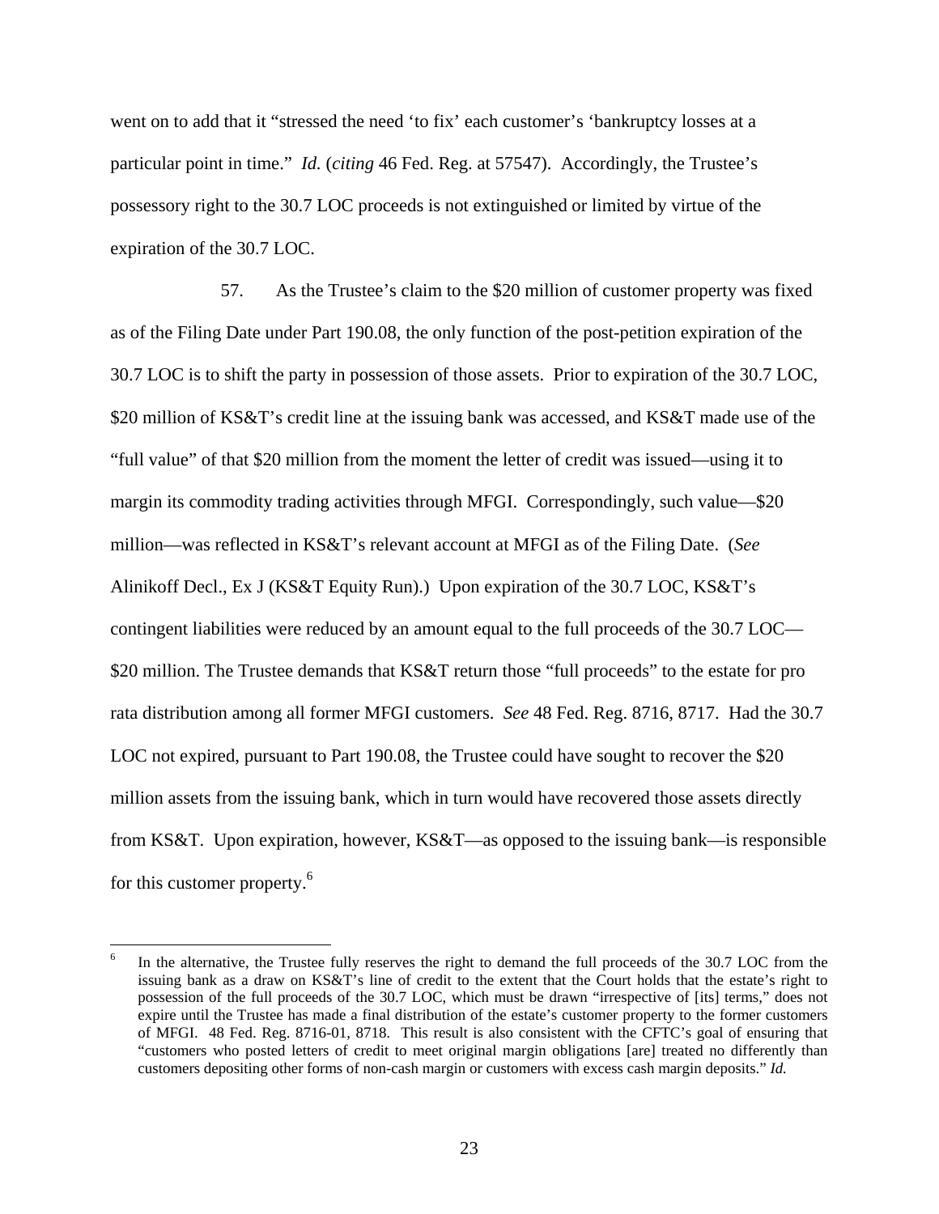went on to add that it "stressed the need 'to fix' each customer's 'bankruptcy losses at a particular point in time." *Id.* (*citing* 46 Fed. Reg. at 57547). Accordingly, the Trustee's possessory right to the 30.7 LOC proceeds is not extinguished or limited by virtue of the expiration of the 30.7 LOC.

57. As the Trustee's claim to the $20 million of customer property was fixed as of the Filing Date under Part 190.08, the only function of the post-petition expiration of the 30.7 LOC is to shift the party in possession of those assets. Prior to expiration of the 30.7 LOC, $20 million of KS&T's credit line at the issuing bank was accessed, and KS&T made use of the "full value" of that $20 million from the moment the letter of credit was issued—using it to margin its commodity trading activities through MFGI. Correspondingly, such value—$20 million—was reflected in KS&T's relevant account at MFGI as of the Filing Date. (*See* Alinikoff Decl., Ex J (KS&T Equity Run).) Upon expiration of the 30.7 LOC, KS&T's contingent liabilities were reduced by an amount equal to the full proceeds of the 30.7 LOC—$20 million. The Trustee demands that KS&T return those "full proceeds" to the estate for pro rata distribution among all former MFGI customers. *See* 48 Fed. Reg. 8716, 8717. Had the 30.7 LOC not expired, pursuant to Part 190.08, the Trustee could have sought to recover the $20 million assets from the issuing bank, which in turn would have recovered those assets directly from KS&T. Upon expiration, however, KS&T—as opposed to the issuing bank—is responsible for this customer property.[6]

[6] In the alternative, the Trustee fully reserves the right to demand the full proceeds of the 30.7 LOC from the issuing bank as a draw on KS&T's line of credit to the extent that the Court holds that the estate's right to possession of the full proceeds of the 30.7 LOC, which must be drawn "irrespective of [its] terms," does not expire until the Trustee has made a final distribution of the estate's customer property to the former customers of MFGI. 48 Fed. Reg. 8716-01, 8718. This result is also consistent with the CFTC's goal of ensuring that "customers who posted letters of credit to meet original margin obligations [are] treated no differently than customers depositing other forms of non-cash margin or customers with excess cash margin deposits." *Id.*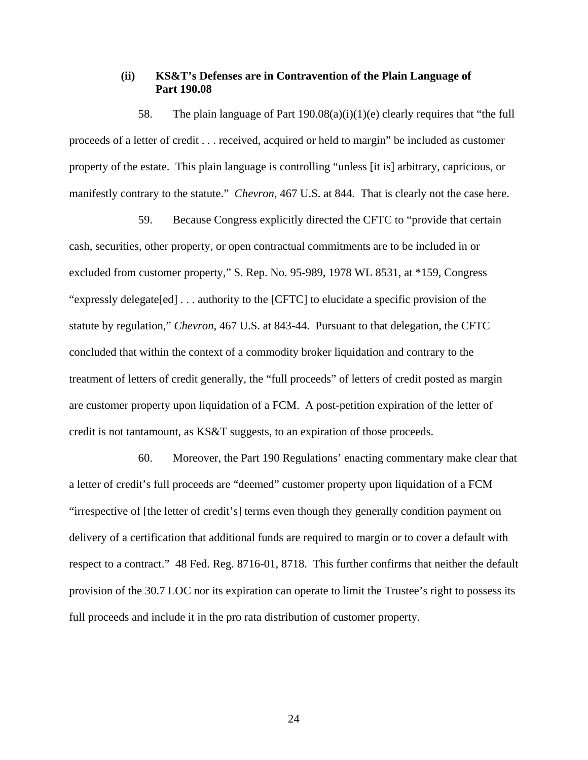### (ii) KS&T's Defenses are in Contravention of the Plain Language of Part 190.08

58. The plain language of Part 190.08(a)(i)(1)(e) clearly requires that "the full proceeds of a letter of credit . . . received, acquired or held to margin" be included as customer property of the estate. This plain language is controlling "unless [it is] arbitrary, capricious, or manifestly contrary to the statute." *Chevron*, 467 U.S. at 844. That is clearly not the case here.

59. Because Congress explicitly directed the CFTC to "provide that certain cash, securities, other property, or open contractual commitments are to be included in or excluded from customer property," S. Rep. No. 95-989, 1978 WL 8531, at *159, Congress "expressly delegate[ed] . . . authority to the [CFTC] to elucidate a specific provision of the statute by regulation," *Chevron*, 467 U.S. at 843-44. Pursuant to that delegation, the CFTC concluded that within the context of a commodity broker liquidation and contrary to the treatment of letters of credit generally, the "full proceeds" of letters of credit posted as margin are customer property upon liquidation of a FCM. A post-petition expiration of the letter of credit is not tantamount, as KS&T suggests, to an expiration of those proceeds.

60. Moreover, the Part 190 Regulations' enacting commentary make clear that a letter of credit's full proceeds are "deemed" customer property upon liquidation of a FCM "irrespective of [the letter of credit's] terms even though they generally condition payment on delivery of a certification that additional funds are required to margin or to cover a default with respect to a contract." 48 Fed. Reg. 8716-01, 8718. This further confirms that neither the default provision of the 30.7 LOC nor its expiration can operate to limit the Trustee's right to possess its full proceeds and include it in the pro rata distribution of customer property.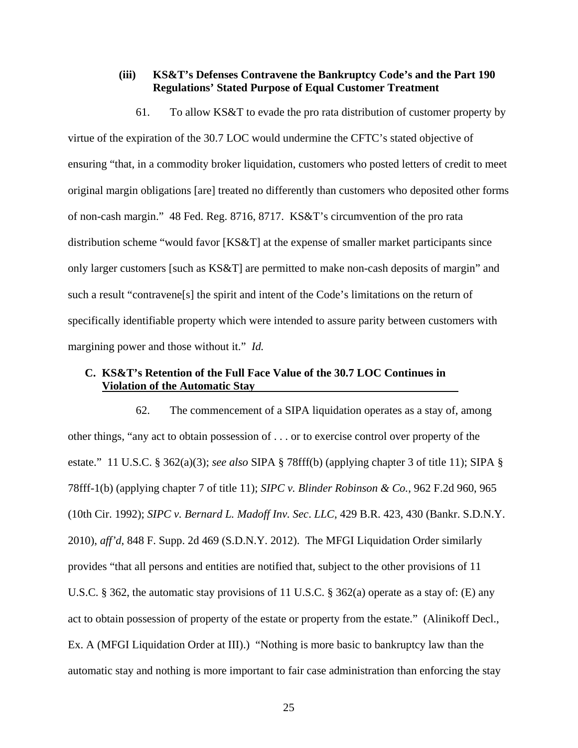#### (iii) KS&T's Defenses Contravene the Bankruptcy Code's and the Part 190 Regulations' Stated Purpose of Equal Customer Treatment

61. To allow KS&T to evade the pro rata distribution of customer property by virtue of the expiration of the 30.7 LOC would undermine the CFTC's stated objective of ensuring "that, in a commodity broker liquidation, customers who posted letters of credit to meet original margin obligations [are] treated no differently than customers who deposited other forms of non-cash margin." 48 Fed. Reg. 8716, 8717. KS&T's circumvention of the pro rata distribution scheme "would favor [KS&T] at the expense of smaller market participants since only larger customers [such as KS&T] are permitted to make non-cash deposits of margin" and such a result "contravene[s] the spirit and intent of the Code's limitations on the return of specifically identifiable property which were intended to assure parity between customers with margining power and those without it." *Id.*

### C. KS&T's Retention of the Full Face Value of the 30.7 LOC Continues in Violation of the Automatic Stay

62. The commencement of a SIPA liquidation operates as a stay of, among other things, "any act to obtain possession of . . . or to exercise control over property of the estate." 11 U.S.C. § 362(a)(3); *see also* SIPA § 78fff(b) (applying chapter 3 of title 11); SIPA § 78fff-1(b) (applying chapter 7 of title 11); *SIPC v. Blinder Robinson & Co.*, 962 F.2d 960, 965 (10th Cir. 1992); *SIPC v. Bernard L. Madoff Inv. Sec. LLC*, 429 B.R. 423, 430 (Bankr. S.D.N.Y. 2010), *aff'd*, 848 F. Supp. 2d 469 (S.D.N.Y. 2012). The MFGI Liquidation Order similarly provides "that all persons and entities are notified that, subject to the other provisions of 11 U.S.C. § 362, the automatic stay provisions of 11 U.S.C. § 362(a) operate as a stay of: (E) any act to obtain possession of property of the estate or property from the estate." (Alinikoff Decl., Ex. A (MFGI Liquidation Order at III).) "Nothing is more basic to bankruptcy law than the automatic stay and nothing is more important to fair case administration than enforcing the stay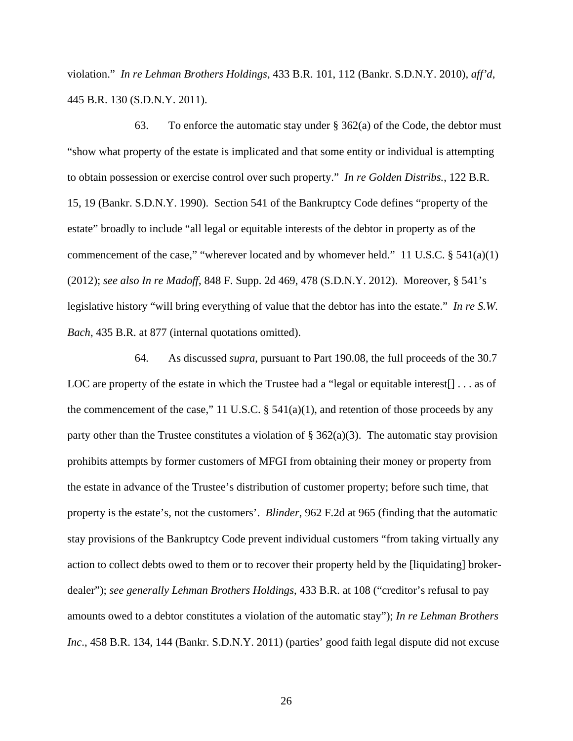violation." *In re Lehman Brothers Holdings*, 433 B.R. 101, 112 (Bankr. S.D.N.Y. 2010), *aff'd*, 445 B.R. 130 (S.D.N.Y. 2011).

63. To enforce the automatic stay under § 362(a) of the Code, the debtor must "show what property of the estate is implicated and that some entity or individual is attempting to obtain possession or exercise control over such property." *In re Golden Distribs.*, 122 B.R. 15, 19 (Bankr. S.D.N.Y. 1990). Section 541 of the Bankruptcy Code defines "property of the estate" broadly to include "all legal or equitable interests of the debtor in property as of the commencement of the case," "wherever located and by whomever held." 11 U.S.C. § 541(a)(1) (2012); *see also In re Madoff*, 848 F. Supp. 2d 469, 478 (S.D.N.Y. 2012). Moreover, § 541's legislative history "will bring everything of value that the debtor has into the estate." *In re S.W. Bach*, 435 B.R. at 877 (internal quotations omitted).

64. As discussed *supra*, pursuant to Part 190.08, the full proceeds of the 30.7 LOC are property of the estate in which the Trustee had a "legal or equitable interest[] . . . as of the commencement of the case," 11 U.S.C. § 541(a)(1), and retention of those proceeds by any party other than the Trustee constitutes a violation of § 362(a)(3). The automatic stay provision prohibits attempts by former customers of MFGI from obtaining their money or property from the estate in advance of the Trustee's distribution of customer property; before such time, that property is the estate's, not the customers'. *Blinder*, 962 F.2d at 965 (finding that the automatic stay provisions of the Bankruptcy Code prevent individual customers "from taking virtually any action to collect debts owed to them or to recover their property held by the [liquidating] broker-dealer"); *see generally Lehman Brothers Holdings*, 433 B.R. at 108 ("creditor's refusal to pay amounts owed to a debtor constitutes a violation of the automatic stay"); *In re Lehman Brothers Inc*., 458 B.R. 134, 144 (Bankr. S.D.N.Y. 2011) (parties' good faith legal dispute did not excuse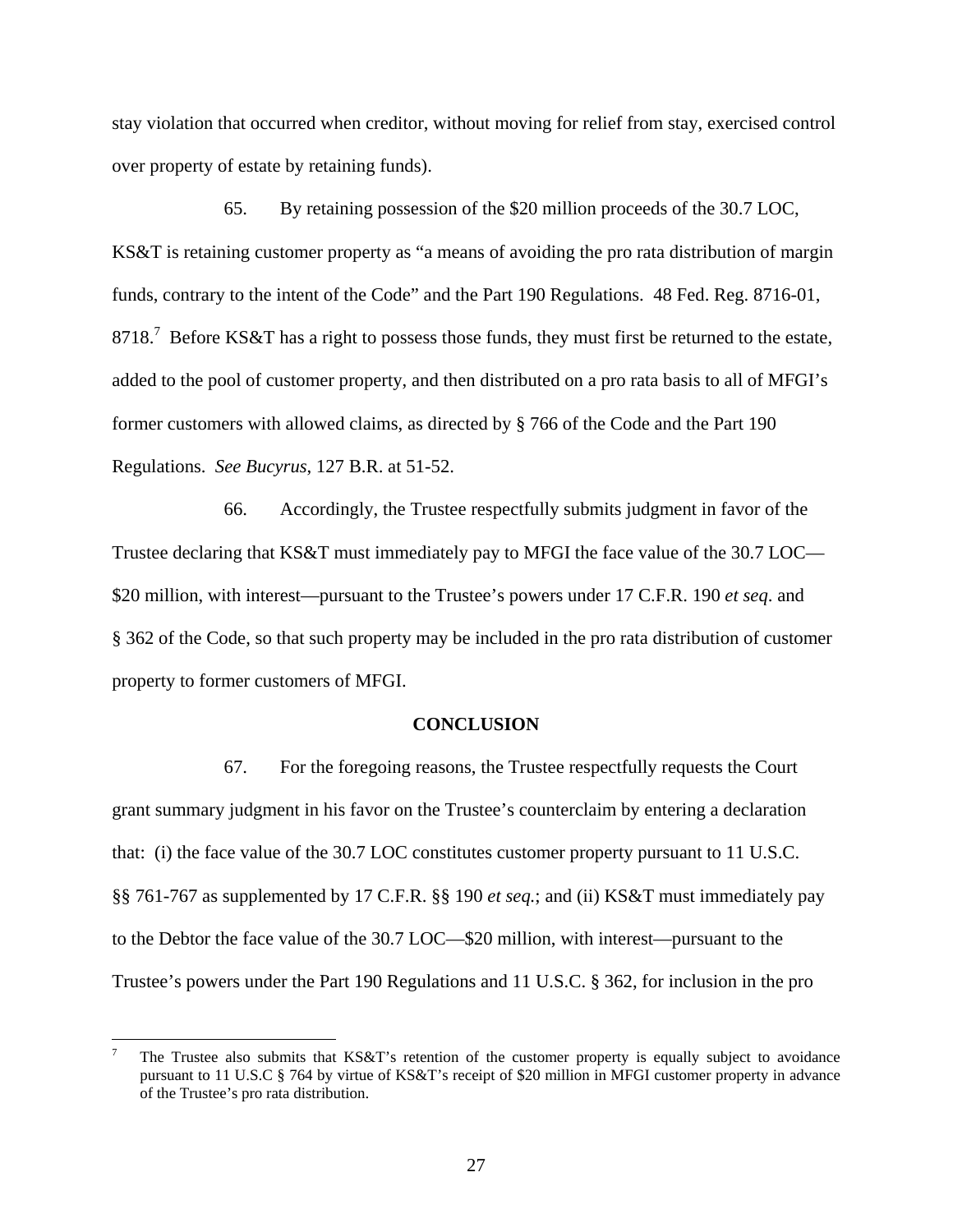stay violation that occurred when creditor, without moving for relief from stay, exercised control over property of estate by retaining funds).

65. By retaining possession of the $20 million proceeds of the 30.7 LOC, KS&T is retaining customer property as "a means of avoiding the pro rata distribution of margin funds, contrary to the intent of the Code" and the Part 190 Regulations. 48 Fed. Reg. 8716-01, 8718.[7] Before KS&T has a right to possess those funds, they must first be returned to the estate, added to the pool of customer property, and then distributed on a pro rata basis to all of MFGI's former customers with allowed claims, as directed by § 766 of the Code and the Part 190 Regulations. *See Bucyrus*, 127 B.R. at 51-52.

66. Accordingly, the Trustee respectfully submits judgment in favor of the Trustee declaring that KS&T must immediately pay to MFGI the face value of the 30.7 LOC—$20 million, with interest—pursuant to the Trustee's powers under 17 C.F.R. 190 *et seq*. and § 362 of the Code, so that such property may be included in the pro rata distribution of customer property to former customers of MFGI.

## CONCLUSION

67. For the foregoing reasons, the Trustee respectfully requests the Court grant summary judgment in his favor on the Trustee's counterclaim by entering a declaration that: (i) the face value of the 30.7 LOC constitutes customer property pursuant to 11 U.S.C. §§ 761-767 as supplemented by 17 C.F.R. §§ 190 *et seq.*; and (ii) KS&T must immediately pay to the Debtor the face value of the 30.7 LOC—$20 million, with interest—pursuant to the Trustee's powers under the Part 190 Regulations and 11 U.S.C. § 362, for inclusion in the pro

---

[7] The Trustee also submits that KS&T's retention of the customer property is equally subject to avoidance pursuant to 11 U.S.C § 764 by virtue of KS&T's receipt of $20 million in MFGI customer property in advance of the Trustee's pro rata distribution.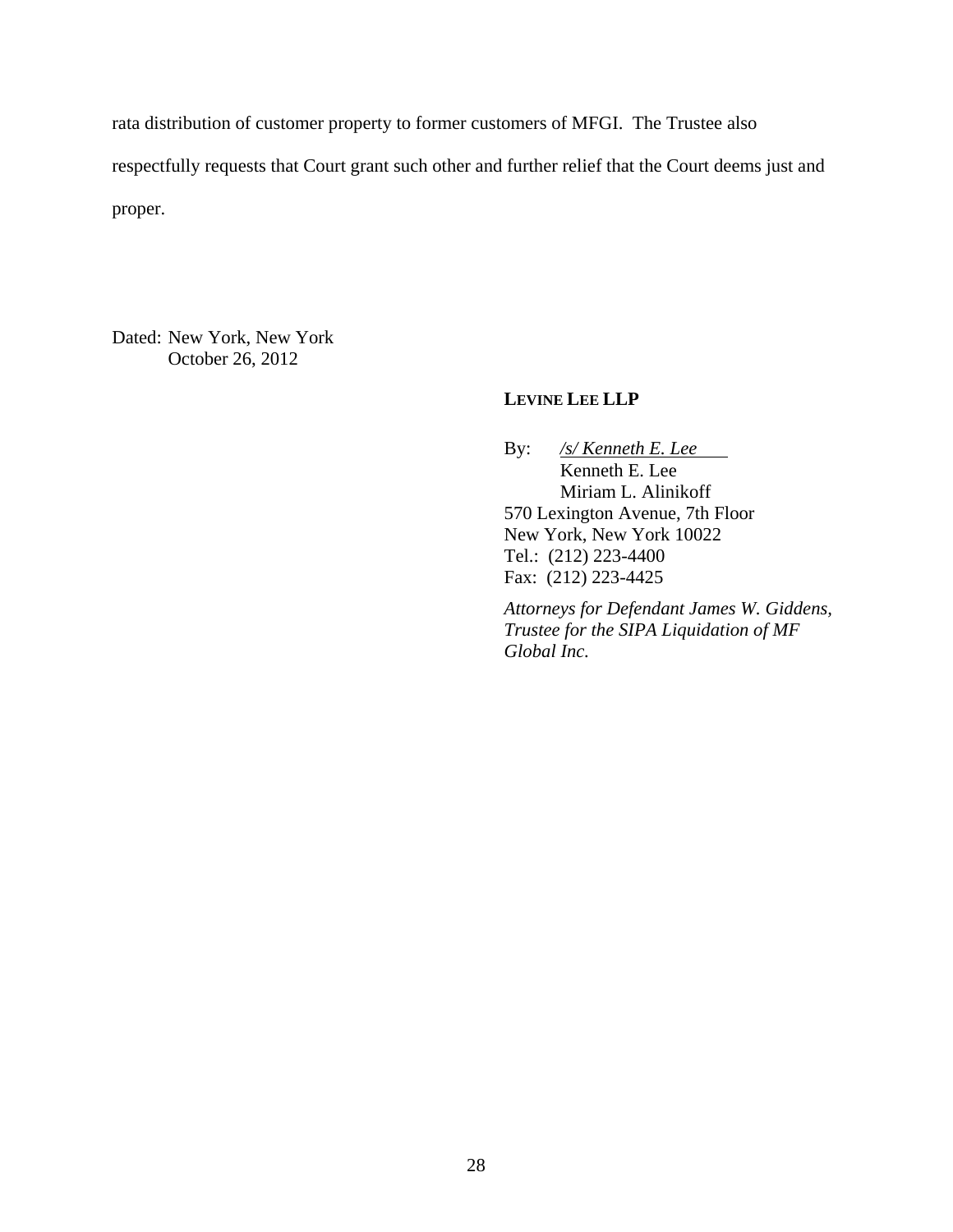rata distribution of customer property to former customers of MFGI. The Trustee also respectfully requests that Court grant such other and further relief that the Court deems just and proper.

Dated: New York, New York
October 26, 2012

**LEVINE LEE LLP**

By: */s/ Kenneth E. Lee*
Kenneth E. Lee
Miriam L. Alinikoff
570 Lexington Avenue, 7th Floor
New York, New York 10022
Tel.: (212) 223-4400
Fax: (212) 223-4425

*Attorneys for Defendant James W. Giddens, Trustee for the SIPA Liquidation of MF Global Inc.*